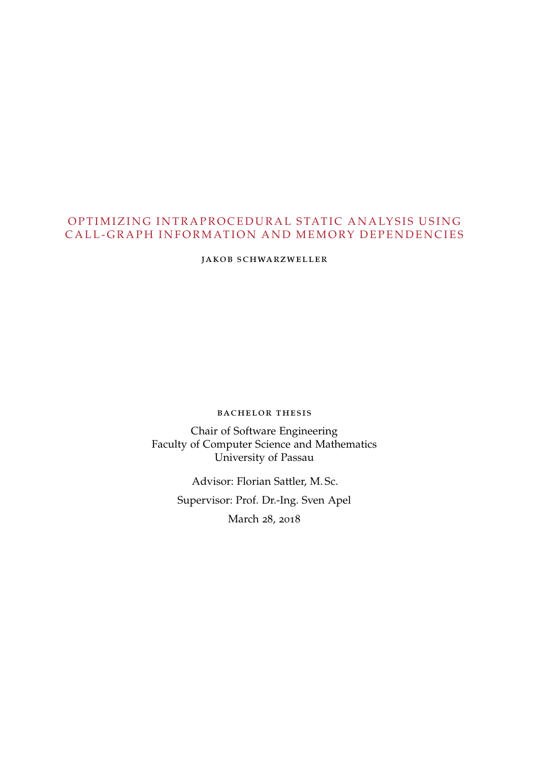# OPTIMIZING INTRAPROCEDURAL STATIC ANALYSIS USING CALL-GRAPH INFORMATION AND MEMORY DEPENDENCIES

JAKOB SCHWARZWELLER

BACHELOR THESIS

Chair of Software Engineering
Faculty of Computer Science and Mathematics
University of Passau

Advisor: Florian Sattler, M. Sc.

Supervisor: Prof. Dr.-Ing. Sven Apel

March 28, 2018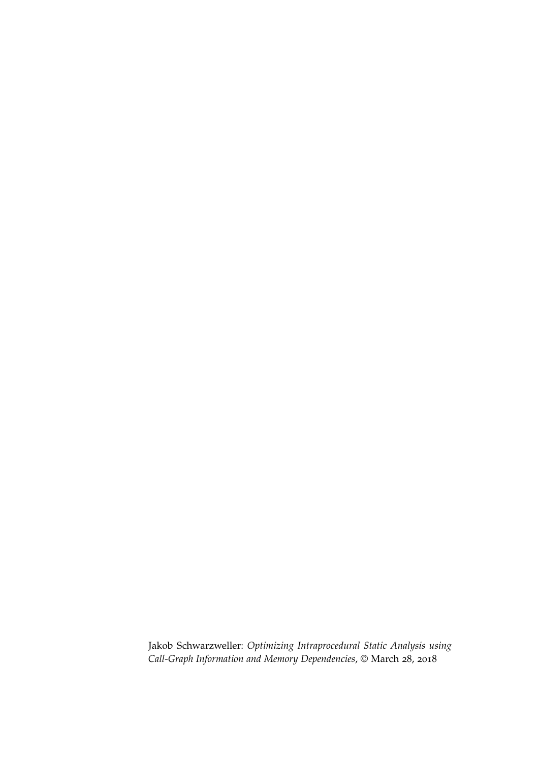Jakob Schwarzweller: *Optimizing Intraprocedural Static Analysis using Call-Graph Information and Memory Dependencies*, © March 28, 2018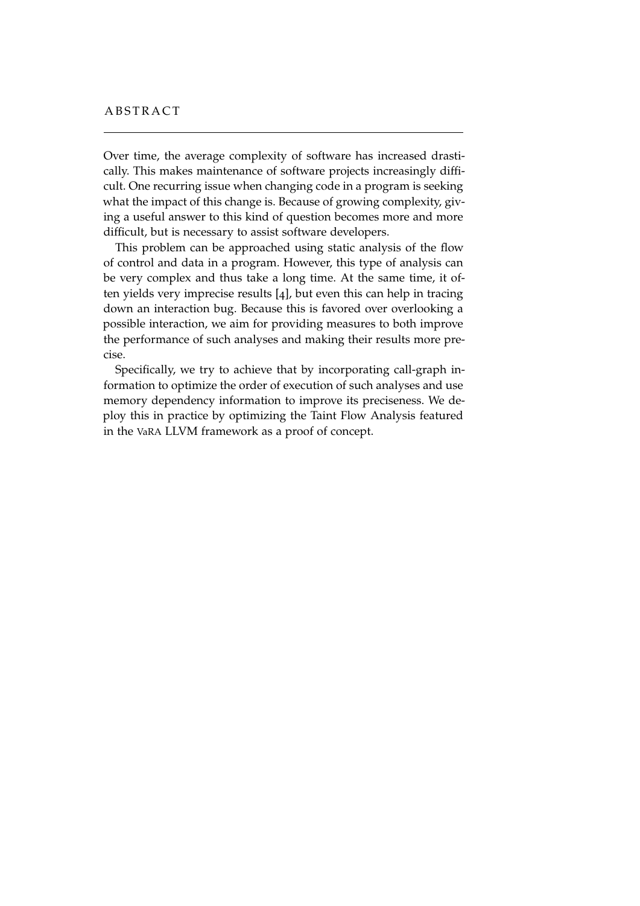# ABSTRACT

Over time, the average complexity of software has increased drastically. This makes maintenance of software projects increasingly difficult. One recurring issue when changing code in a program is seeking what the impact of this change is. Because of growing complexity, giving a useful answer to this kind of question becomes more and more difficult, but is necessary to assist software developers.

This problem can be approached using static analysis of the flow of control and data in a program. However, this type of analysis can be very complex and thus take a long time. At the same time, it often yields very imprecise results [4], but even this can help in tracing down an interaction bug. Because this is favored over overlooking a possible interaction, we aim for providing measures to both improve the performance of such analyses and making their results more precise.

Specifically, we try to achieve that by incorporating call-graph information to optimize the order of execution of such analyses and use memory dependency information to improve its preciseness. We deploy this in practice by optimizing the Taint Flow Analysis featured in the VaRA LLVM framework as a proof of concept.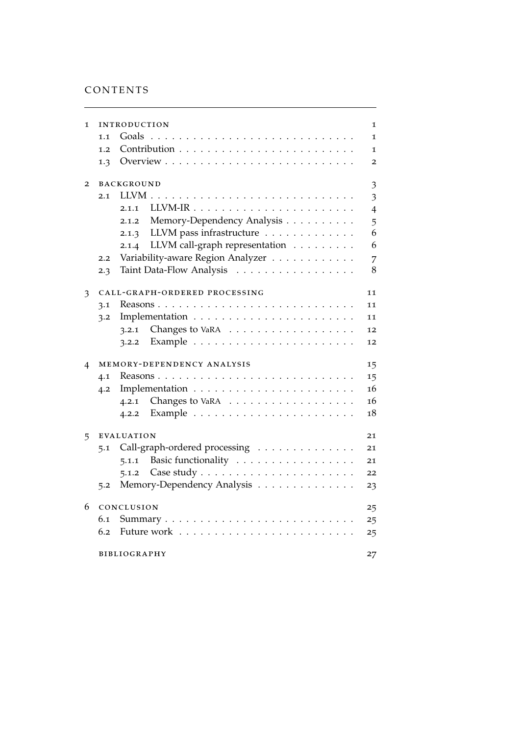# CONTENTS

1 INTRODUCTION 1
- 1.1 Goals 1
- 1.2 Contribution 1
- 1.3 Overview 2

2 BACKGROUND 3
- 2.1 LLVM 3
  - 2.1.1 LLVM-IR 4
  - 2.1.2 Memory-Dependency Analysis 5
  - 2.1.3 LLVM pass infrastructure 6
  - 2.1.4 LLVM call-graph representation 6
- 2.2 Variability-aware Region Analyzer 7
- 2.3 Taint Data-Flow Analysis 8

3 CALL-GRAPH-ORDERED PROCESSING 11
- 3.1 Reasons 11
- 3.2 Implementation 11
  - 3.2.1 Changes to VaRA 12
  - 3.2.2 Example 12

4 MEMORY-DEPENDENCY ANALYSIS 15
- 4.1 Reasons 15
- 4.2 Implementation 16
  - 4.2.1 Changes to VaRA 16
  - 4.2.2 Example 18

5 EVALUATION 21
- 5.1 Call-graph-ordered processing 21
  - 5.1.1 Basic functionality 21
  - 5.1.2 Case study 22
- 5.2 Memory-Dependency Analysis 23

6 CONCLUSION 25
- 6.1 Summary 25
- 6.2 Future work 25

BIBLIOGRAPHY 27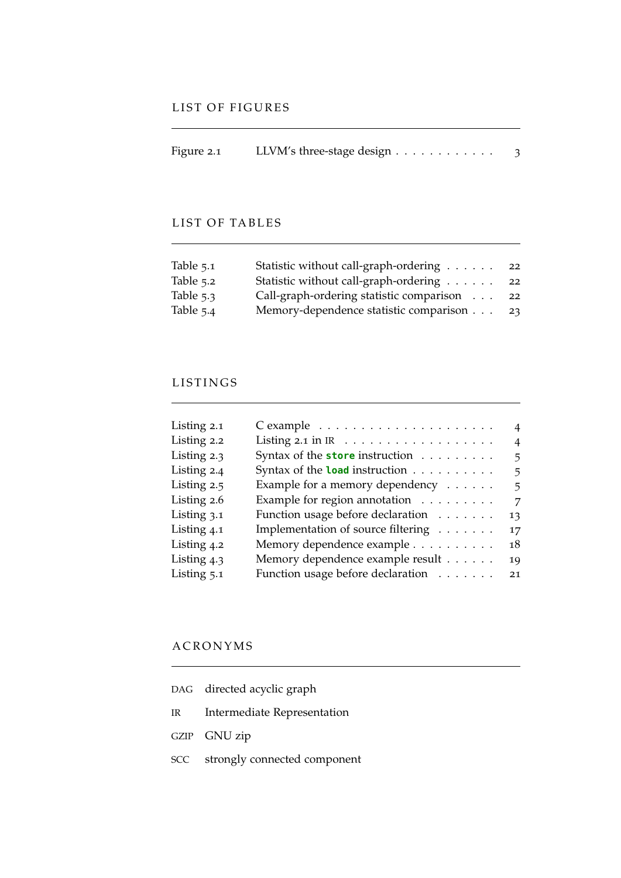## LIST OF FIGURES

| | | |
|---|---|---|
| Figure 2.1 | LLVM's three-stage design | 3 |

## LIST OF TABLES

| | | |
|---|---|---|
| Table 5.1 | Statistic without call-graph-ordering | 22 |
| Table 5.2 | Statistic without call-graph-ordering | 22 |
| Table 5.3 | Call-graph-ordering statistic comparison | 22 |
| Table 5.4 | Memory-dependence statistic comparison | 23 |

## LISTINGS

| | | |
|---|---|---|
| Listing 2.1 | C example | 4 |
| Listing 2.2 | Listing 2.1 in IR | 4 |
| Listing 2.3 | Syntax of the **store** instruction | 5 |
| Listing 2.4 | Syntax of the **load** instruction | 5 |
| Listing 2.5 | Example for a memory dependency | 5 |
| Listing 2.6 | Example for region annotation | 7 |
| Listing 3.1 | Function usage before declaration | 13 |
| Listing 4.1 | Implementation of source filtering | 17 |
| Listing 4.2 | Memory dependence example | 18 |
| Listing 4.3 | Memory dependence example result | 19 |
| Listing 5.1 | Function usage before declaration | 21 |

## ACRONYMS

- DAG directed acyclic graph
- IR Intermediate Representation
- GZIP GNU zip
- SCC strongly connected component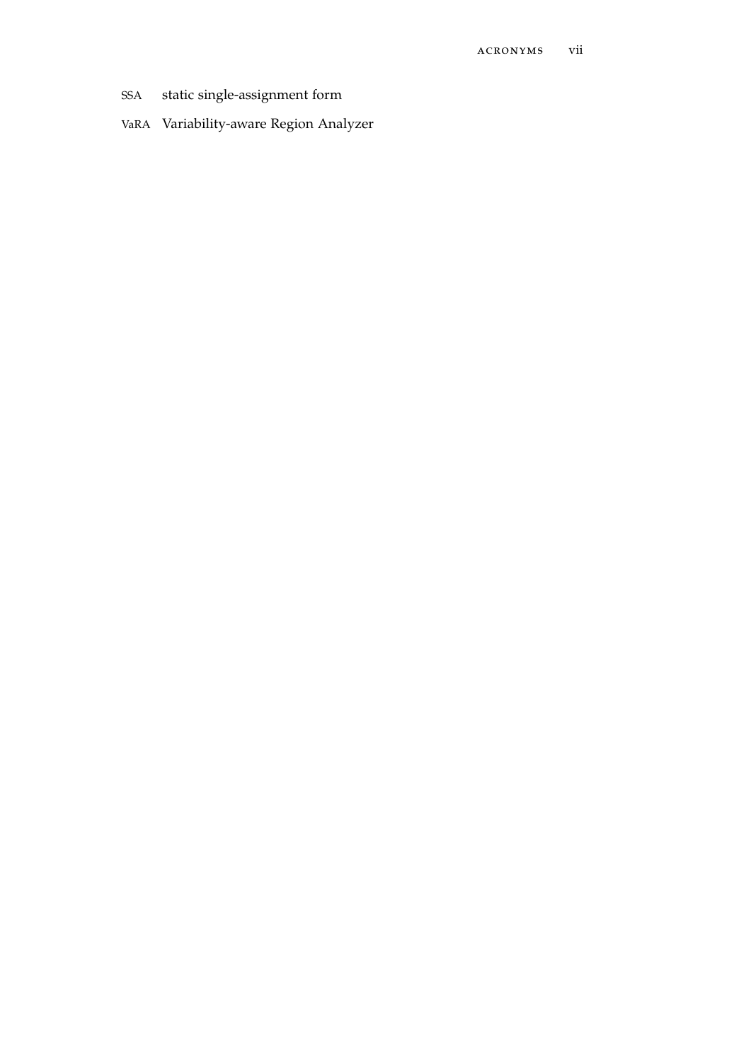SSA static single-assignment form

VaRA Variability-aware Region Analyzer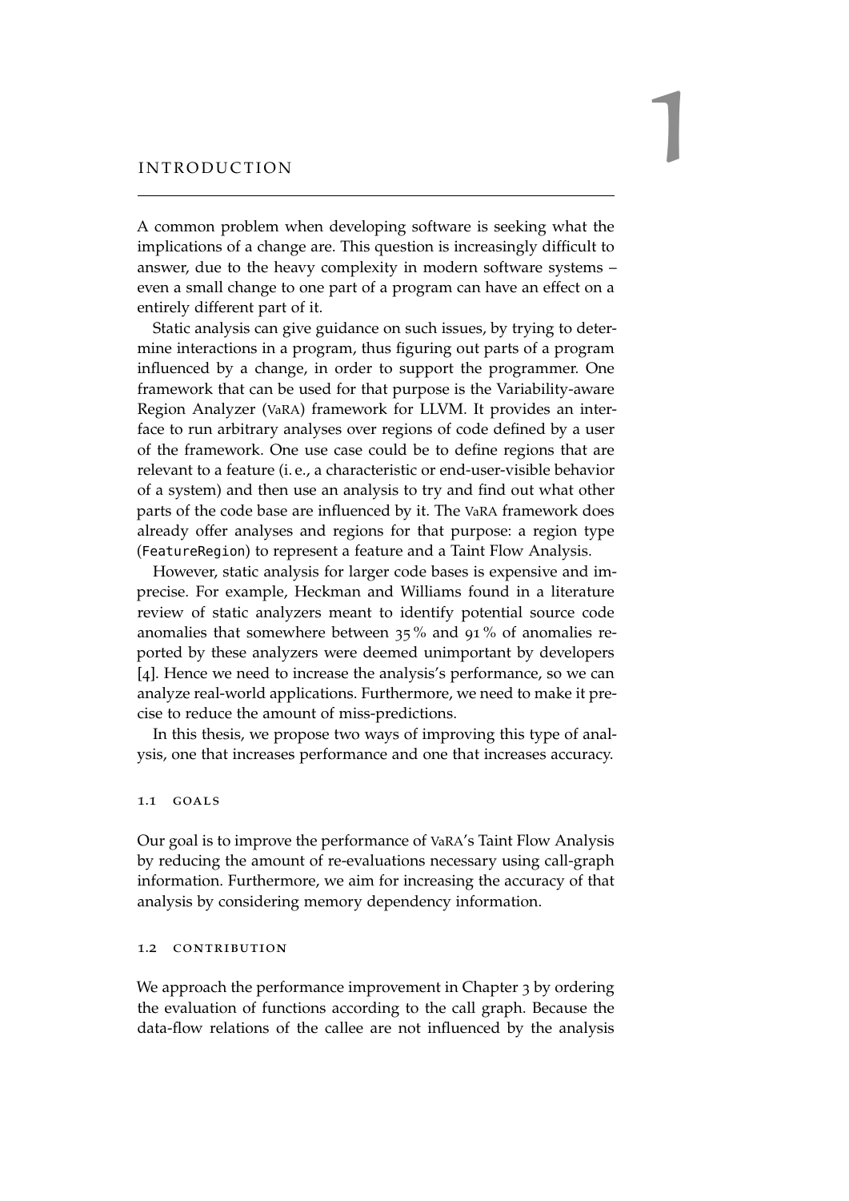# 1 INTRODUCTION

A common problem when developing software is seeking what the implications of a change are. This question is increasingly difficult to answer, due to the heavy complexity in modern software systems – even a small change to one part of a program can have an effect on a entirely different part of it.

Static analysis can give guidance on such issues, by trying to determine interactions in a program, thus figuring out parts of a program influenced by a change, in order to support the programmer. One framework that can be used for that purpose is the Variability-aware Region Analyzer (VaRA) framework for LLVM. It provides an interface to run arbitrary analyses over regions of code defined by a user of the framework. One use case could be to define regions that are relevant to a feature (i. e., a characteristic or end-user-visible behavior of a system) and then use an analysis to try and find out what other parts of the code base are influenced by it. The VaRA framework does already offer analyses and regions for that purpose: a region type (`FeatureRegion`) to represent a feature and a Taint Flow Analysis.

However, static analysis for larger code bases is expensive and imprecise. For example, Heckman and Williams found in a literature review of static analyzers meant to identify potential source code anomalies that somewhere between 35 % and 91 % of anomalies reported by these analyzers were deemed unimportant by developers [4]. Hence we need to increase the analysis's performance, so we can analyze real-world applications. Furthermore, we need to make it precise to reduce the amount of miss-predictions.

In this thesis, we propose two ways of improving this type of analysis, one that increases performance and one that increases accuracy.

## 1.1 GOALS

Our goal is to improve the performance of VaRA's Taint Flow Analysis by reducing the amount of re-evaluations necessary using call-graph information. Furthermore, we aim for increasing the accuracy of that analysis by considering memory dependency information.

## 1.2 CONTRIBUTION

We approach the performance improvement in Chapter 3 by ordering the evaluation of functions according to the call graph. Because the data-flow relations of the callee are not influenced by the analysis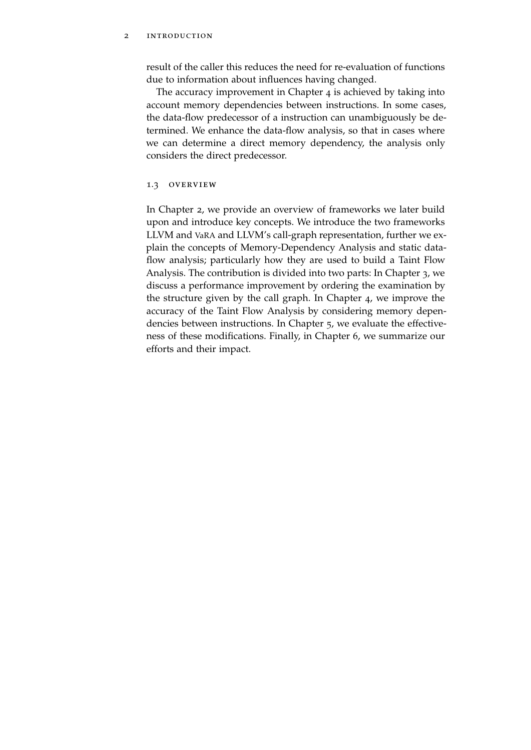result of the caller this reduces the need for re-evaluation of functions due to information about influences having changed.

The accuracy improvement in Chapter 4 is achieved by taking into account memory dependencies between instructions. In some cases, the data-flow predecessor of a instruction can unambiguously be determined. We enhance the data-flow analysis, so that in cases where we can determine a direct memory dependency, the analysis only considers the direct predecessor.

## 1.3 Overview

In Chapter 2, we provide an overview of frameworks we later build upon and introduce key concepts. We introduce the two frameworks LLVM and VaRA and LLVM's call-graph representation, further we explain the concepts of Memory-Dependency Analysis and static data-flow analysis; particularly how they are used to build a Taint Flow Analysis. The contribution is divided into two parts: In Chapter 3, we discuss a performance improvement by ordering the examination by the structure given by the call graph. In Chapter 4, we improve the accuracy of the Taint Flow Analysis by considering memory dependencies between instructions. In Chapter 5, we evaluate the effectiveness of these modifications. Finally, in Chapter 6, we summarize our efforts and their impact.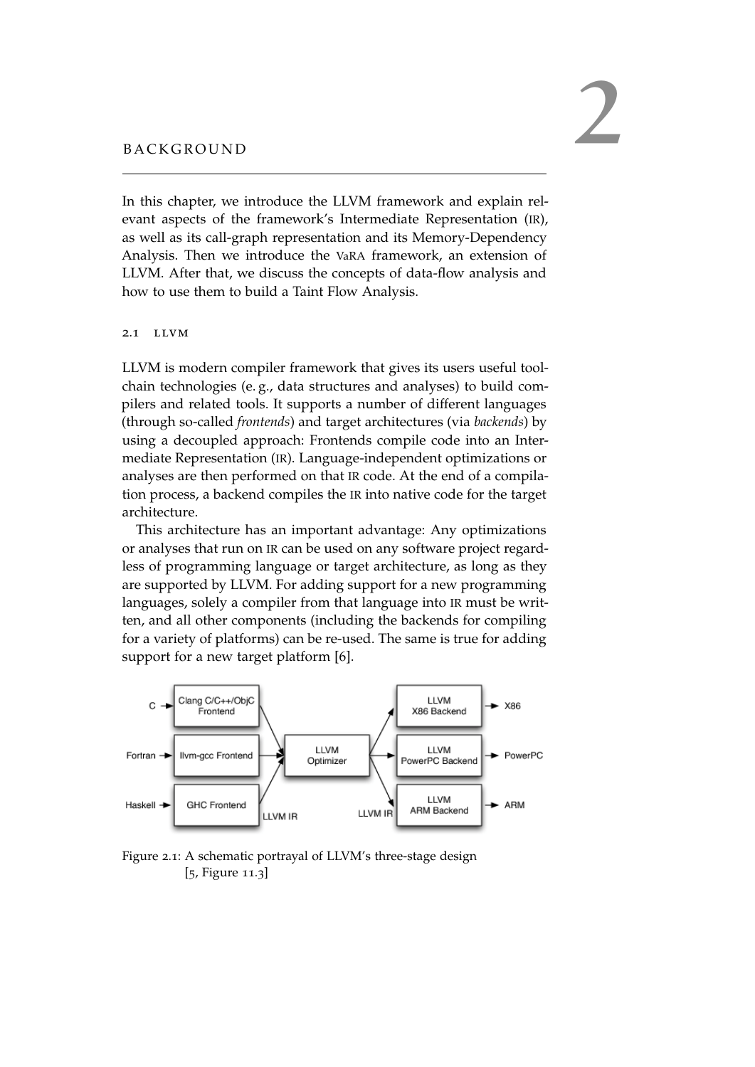# 2 BACKGROUND

In this chapter, we introduce the LLVM framework and explain relevant aspects of the framework's Intermediate Representation (IR), as well as its call-graph representation and its Memory-Dependency Analysis. Then we introduce the VaRA framework, an extension of LLVM. After that, we discuss the concepts of data-flow analysis and how to use them to build a Taint Flow Analysis.

## 2.1 LLVM

LLVM is modern compiler framework that gives its users useful toolchain technologies (e. g., data structures and analyses) to build compilers and related tools. It supports a number of different languages (through so-called *frontends*) and target architectures (via *backends*) by using a decoupled approach: Frontends compile code into an Intermediate Representation (IR). Language-independent optimizations or analyses are then performed on that IR code. At the end of a compilation process, a backend compiles the IR into native code for the target architecture.

This architecture has an important advantage: Any optimizations or analyses that run on IR can be used on any software project regardless of programming language or target architecture, as long as they are supported by LLVM. For adding support for a new programming languages, solely a compiler from that language into IR must be written, and all other components (including the backends for compiling for a variety of platforms) can be re-used. The same is true for adding support for a new target platform [6].

Figure 2.1: A schematic portrayal of LLVM's three-stage design [5, Figure 11.3]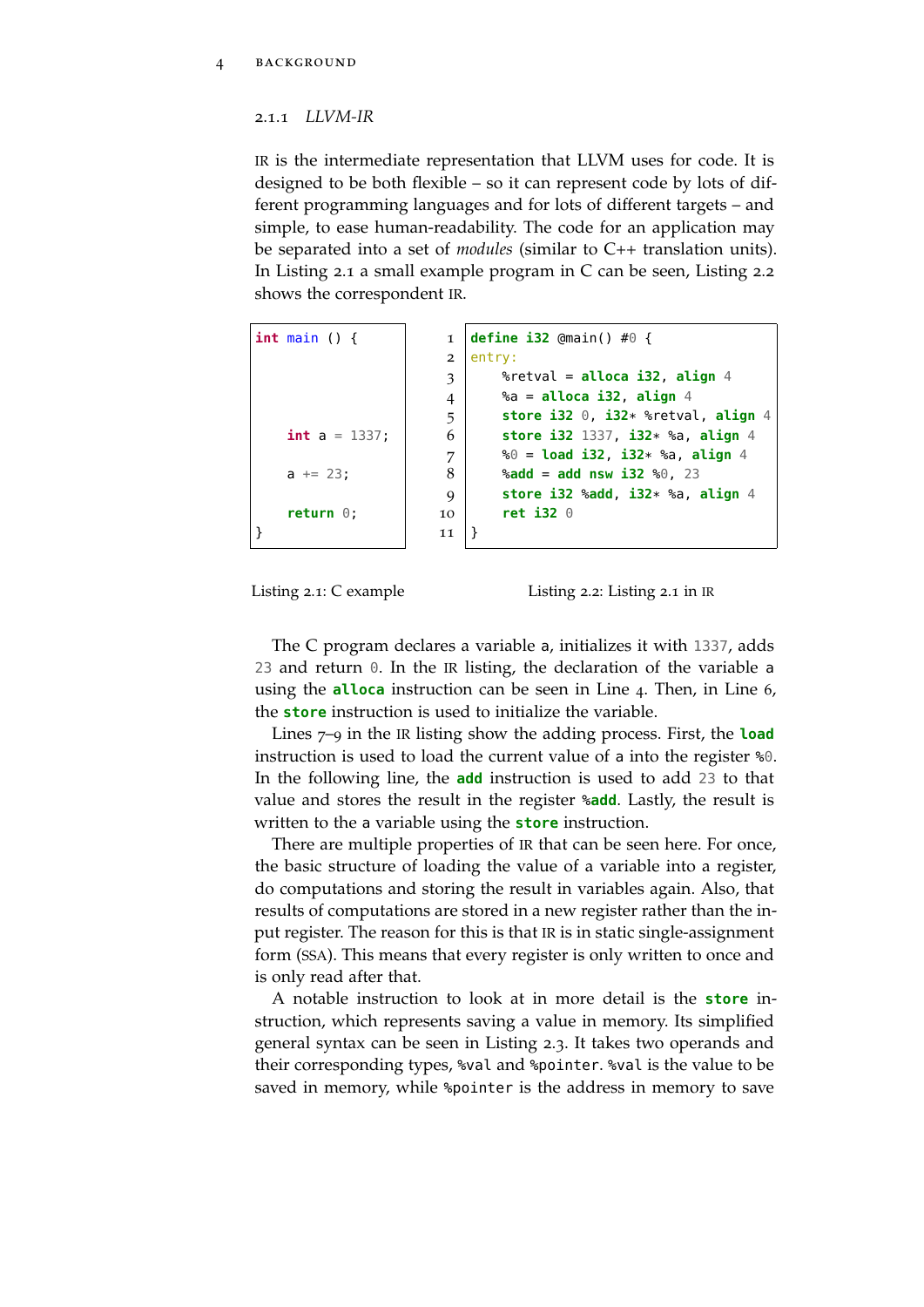### 2.1.1 *LLVM-IR*

IR is the intermediate representation that LLVM uses for code. It is designed to be both flexible – so it can represent code by lots of different programming languages and for lots of different targets – and simple, to ease human-readability. The code for an application may be separated into a set of *modules* (similar to C++ translation units). In Listing 2.1 a small example program in C can be seen, Listing 2.2 shows the correspondent IR.

```c
int main () {



    int a = 1337;

    a += 23;

    return 0;
}
```

Listing 2.1: C example

```llvm
define i32 @main() #0 {
entry:
    %retval = alloca i32, align 4
    %a = alloca i32, align 4
    store i32 0, i32* %retval, align 4
    store i32 1337, i32* %a, align 4
    %0 = load i32, i32* %a, align 4
    %add = add nsw i32 %0, 23
    store i32 %add, i32* %a, align 4
    ret i32 0
}
```

Listing 2.2: Listing 2.1 in IR

The C program declares a variable `a`, initializes it with `1337`, adds `23` and return `0`. In the IR listing, the declaration of the variable `a` using the **`alloca`** instruction can be seen in Line 4. Then, in Line 6, the **`store`** instruction is used to initialize the variable.

Lines 7–9 in the IR listing show the adding process. First, the **`load`** instruction is used to load the current value of `a` into the register `%0`. In the following line, the **`add`** instruction is used to add `23` to that value and stores the result in the register **`%add`**. Lastly, the result is written to the `a` variable using the **`store`** instruction.

There are multiple properties of IR that can be seen here. For once, the basic structure of loading the value of a variable into a register, do computations and storing the result in variables again. Also, that results of computations are stored in a new register rather than the input register. The reason for this is that IR is in static single-assignment form (SSA). This means that every register is only written to once and is only read after that.

A notable instruction to look at in more detail is the **`store`** instruction, which represents saving a value in memory. Its simplified general syntax can be seen in Listing 2.3. It takes two operands and their corresponding types, `%val` and `%pointer`. `%val` is the value to be saved in memory, while `%pointer` is the address in memory to save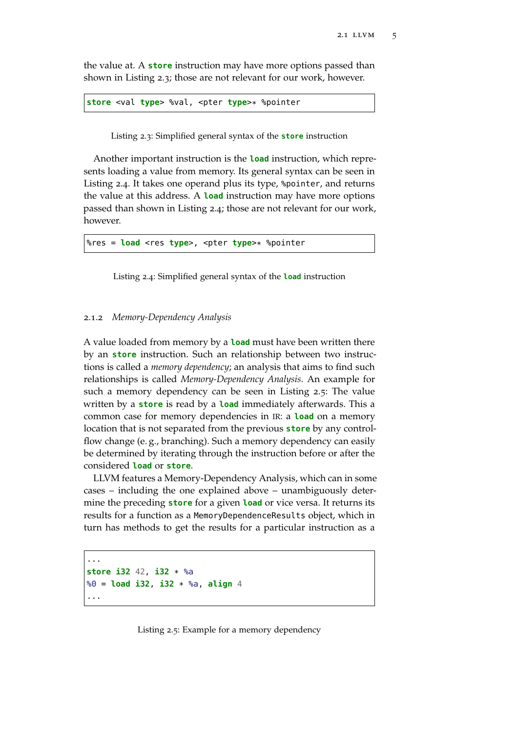the value at. A **store** instruction may have more options passed than shown in Listing 2.3; those are not relevant for our work, however.

```
store <val type> %val, <pter type>* %pointer
```

Listing 2.3: Simplified general syntax of the **store** instruction

Another important instruction is the **load** instruction, which represents loading a value from memory. Its general syntax can be seen in Listing 2.4. It takes one operand plus its type, `%pointer`, and returns the value at this address. A **load** instruction may have more options passed than shown in Listing 2.4; those are not relevant for our work, however.

```
%res = load <res type>, <pter type>* %pointer
```

Listing 2.4: Simplified general syntax of the **load** instruction

### 2.1.2 *Memory-Dependency Analysis*

A value loaded from memory by a **load** must have been written there by an **store** instruction. Such an relationship between two instructions is called a *memory dependency*; an analysis that aims to find such relationships is called *Memory-Dependency Analysis*. An example for such a memory dependency can be seen in Listing 2.5: The value written by a **store** is read by a **load** immediately afterwards. This a common case for memory dependencies in IR: a **load** on a memory location that is not separated from the previous **store** by any control-flow change (e. g., branching). Such a memory dependency can easily be determined by iterating through the instruction before or after the considered **load** or **store**.

LLVM features a Memory-Dependency Analysis, which can in some cases – including the one explained above – unambiguously determine the preceding **store** for a given **load** or vice versa. It returns its results for a function as a `MemoryDependenceResults` object, which in turn has methods to get the results for a particular instruction as a

```
...
store i32 42, i32 * %a
%0 = load i32, i32 * %a, align 4
...
```

Listing 2.5: Example for a memory dependency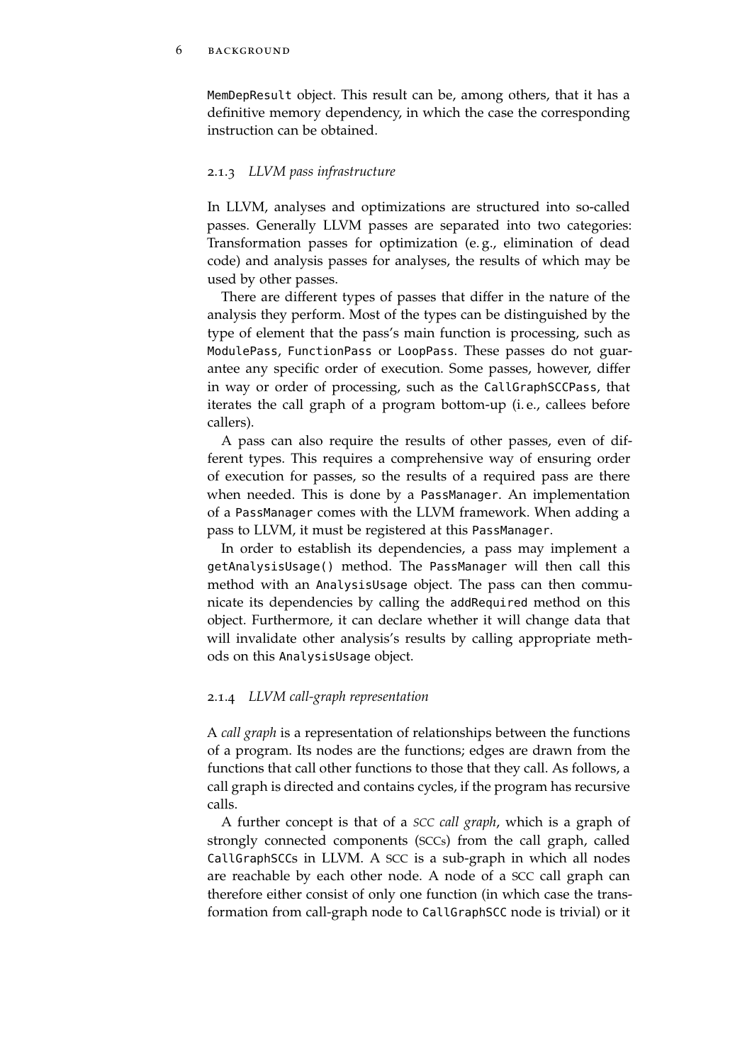MemDepResult object. This result can be, among others, that it has a definitive memory dependency, in which the case the corresponding instruction can be obtained.

### 2.1.3 *LLVM pass infrastructure*

In LLVM, analyses and optimizations are structured into so-called passes. Generally LLVM passes are separated into two categories: Transformation passes for optimization (e. g., elimination of dead code) and analysis passes for analyses, the results of which may be used by other passes.

There are different types of passes that differ in the nature of the analysis they perform. Most of the types can be distinguished by the type of element that the pass's main function is processing, such as `ModulePass`, `FunctionPass` or `LoopPass`. These passes do not guarantee any specific order of execution. Some passes, however, differ in way or order of processing, such as the `CallGraphSCCPass`, that iterates the call graph of a program bottom-up (i. e., callees before callers).

A pass can also require the results of other passes, even of different types. This requires a comprehensive way of ensuring order of execution for passes, so the results of a required pass are there when needed. This is done by a `PassManager`. An implementation of a `PassManager` comes with the LLVM framework. When adding a pass to LLVM, it must be registered at this `PassManager`.

In order to establish its dependencies, a pass may implement a `getAnalysisUsage()` method. The `PassManager` will then call this method with an `AnalysisUsage` object. The pass can then communicate its dependencies by calling the `addRequired` method on this object. Furthermore, it can declare whether it will change data that will invalidate other analysis's results by calling appropriate methods on this `AnalysisUsage` object.

### 2.1.4 *LLVM call-graph representation*

A *call graph* is a representation of relationships between the functions of a program. Its nodes are the functions; edges are drawn from the functions that call other functions to those that they call. As follows, a call graph is directed and contains cycles, if the program has recursive calls.

A further concept is that of a *SCC call graph*, which is a graph of strongly connected components (SCCs) from the call graph, called `CallGraphSCC`s in LLVM. A SCC is a sub-graph in which all nodes are reachable by each other node. A node of a SCC call graph can therefore either consist of only one function (in which case the transformation from call-graph node to `CallGraphSCC` node is trivial) or it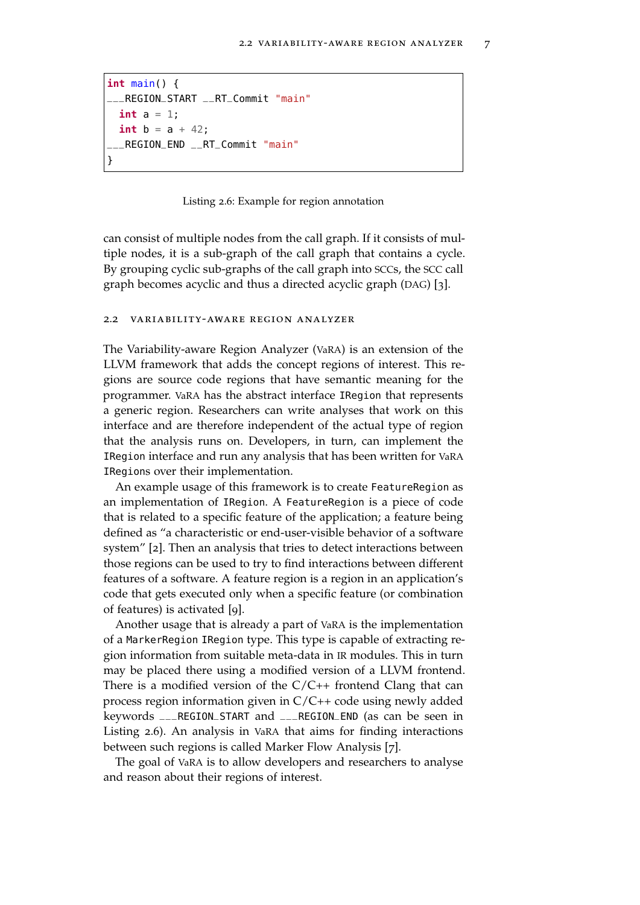```
int main() {
___REGION_START __RT_Commit "main"
  int a = 1;
  int b = a + 42;
___REGION_END __RT_Commit "main"
}
```

Listing 2.6: Example for region annotation

can consist of multiple nodes from the call graph. If it consists of multiple nodes, it is a sub-graph of the call graph that contains a cycle. By grouping cyclic sub-graphs of the call graph into SCCs, the SCC call graph becomes acyclic and thus a directed acyclic graph (DAG) [3].

## 2.2 Variability-aware Region Analyzer

The Variability-aware Region Analyzer (VaRA) is an extension of the LLVM framework that adds the concept regions of interest. This regions are source code regions that have semantic meaning for the programmer. VaRA has the abstract interface `IRegion` that represents a generic region. Researchers can write analyses that work on this interface and are therefore independent of the actual type of region that the analysis runs on. Developers, in turn, can implement the `IRegion` interface and run any analysis that has been written for VaRA `IRegions` over their implementation.

An example usage of this framework is to create `FeatureRegion` as an implementation of `IRegion`. A `FeatureRegion` is a piece of code that is related to a specific feature of the application; a feature being defined as "a characteristic or end-user-visible behavior of a software system" [2]. Then an analysis that tries to detect interactions between those regions can be used to try to find interactions between different features of a software. A feature region is a region in an application's code that gets executed only when a specific feature (or combination of features) is activated [9].

Another usage that is already a part of VaRA is the implementation of a `MarkerRegion` `IRegion` type. This type is capable of extracting region information from suitable meta-data in IR modules. This in turn may be placed there using a modified version of a LLVM frontend. There is a modified version of the C/C++ frontend Clang that can process region information given in C/C++ code using newly added keywords `___REGION_START` and `___REGION_END` (as can be seen in Listing 2.6). An analysis in VaRA that aims for finding interactions between such regions is called Marker Flow Analysis [7].

The goal of VaRA is to allow developers and researchers to analyse and reason about their regions of interest.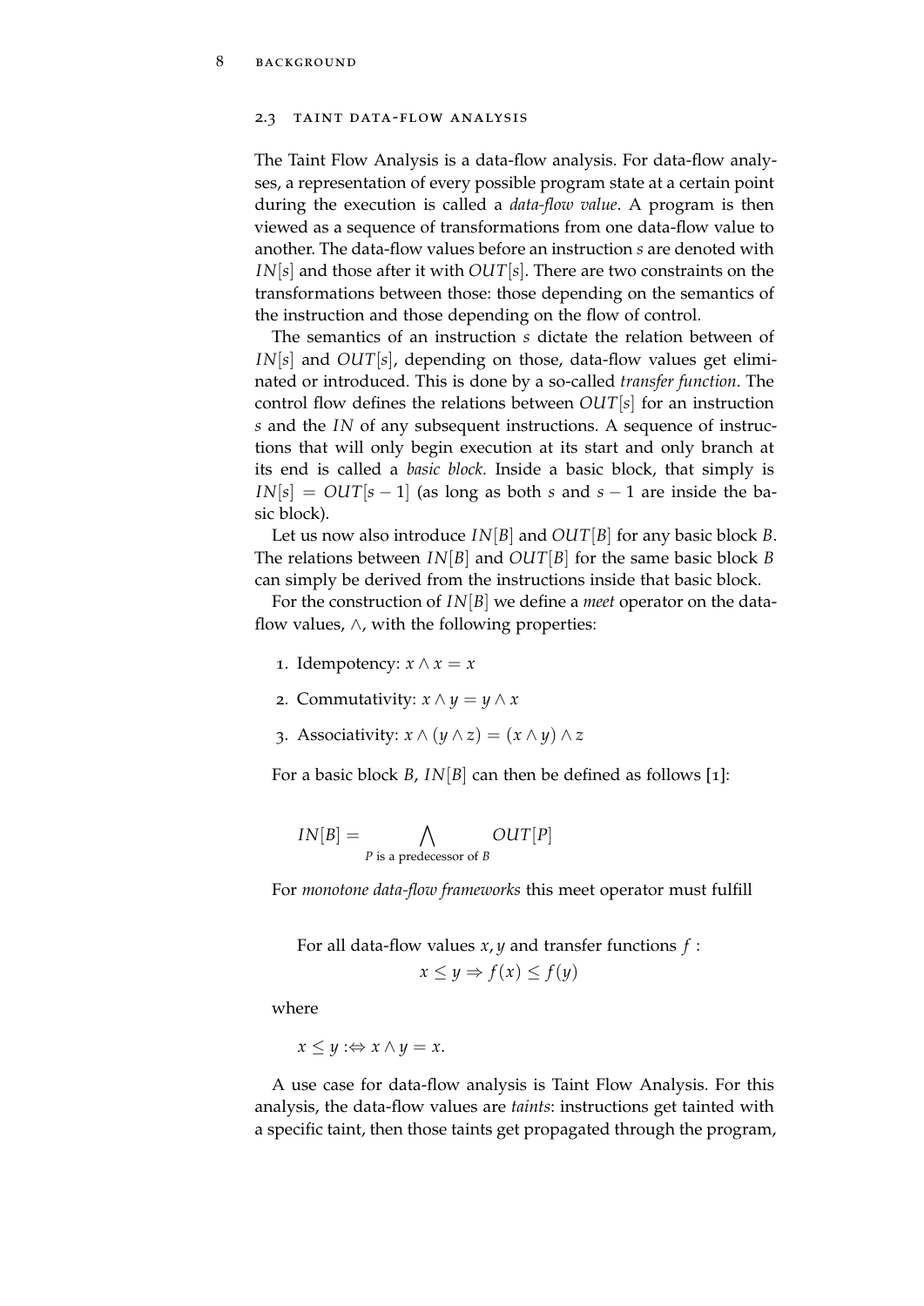## 2.3 Taint Data-Flow Analysis

The Taint Flow Analysis is a data-flow analysis. For data-flow analyses, a representation of every possible program state at a certain point during the execution is called a *data-flow value*. A program is then viewed as a sequence of transformations from one data-flow value to another. The data-flow values before an instruction $s$ are denoted with $IN[s]$ and those after it with $OUT[s]$. There are two constraints on the transformations between those: those depending on the semantics of the instruction and those depending on the flow of control.

The semantics of an instruction $s$ dictate the relation between of $IN[s]$ and $OUT[s]$, depending on those, data-flow values get eliminated or introduced. This is done by a so-called *transfer function*. The control flow defines the relations between $OUT[s]$ for an instruction $s$ and the $IN$ of any subsequent instructions. A sequence of instructions that will only begin execution at its start and only branch at its end is called a *basic block*. Inside a basic block, that simply is $IN[s] = OUT[s-1]$ (as long as both $s$ and $s-1$ are inside the basic block).

Let us now also introduce $IN[B]$ and $OUT[B]$ for any basic block $B$. The relations between $IN[B]$ and $OUT[B]$ for the same basic block $B$ can simply be derived from the instructions inside that basic block.

For the construction of $IN[B]$ we define a *meet* operator on the data-flow values, $\wedge$, with the following properties:

1. Idempotency: $x \wedge x = x$
2. Commutativity: $x \wedge y = y \wedge x$
3. Associativity: $x \wedge (y \wedge z) = (x \wedge y) \wedge z$

For a basic block $B$, $IN[B]$ can then be defined as follows [1]:

$$IN[B] = \bigwedge_{P \text{ is a predecessor of } B} OUT[P]$$

For *monotone data-flow frameworks* this meet operator must fulfill

$$\text{For all data-flow values } x, y \text{ and transfer functions } f:$$
$$x \leq y \Rightarrow f(x) \leq f(y)$$

where

$$x \leq y :\Leftrightarrow x \wedge y = x.$$

A use case for data-flow analysis is Taint Flow Analysis. For this analysis, the data-flow values are *taints*: instructions get tainted with a specific taint, then those taints get propagated through the program,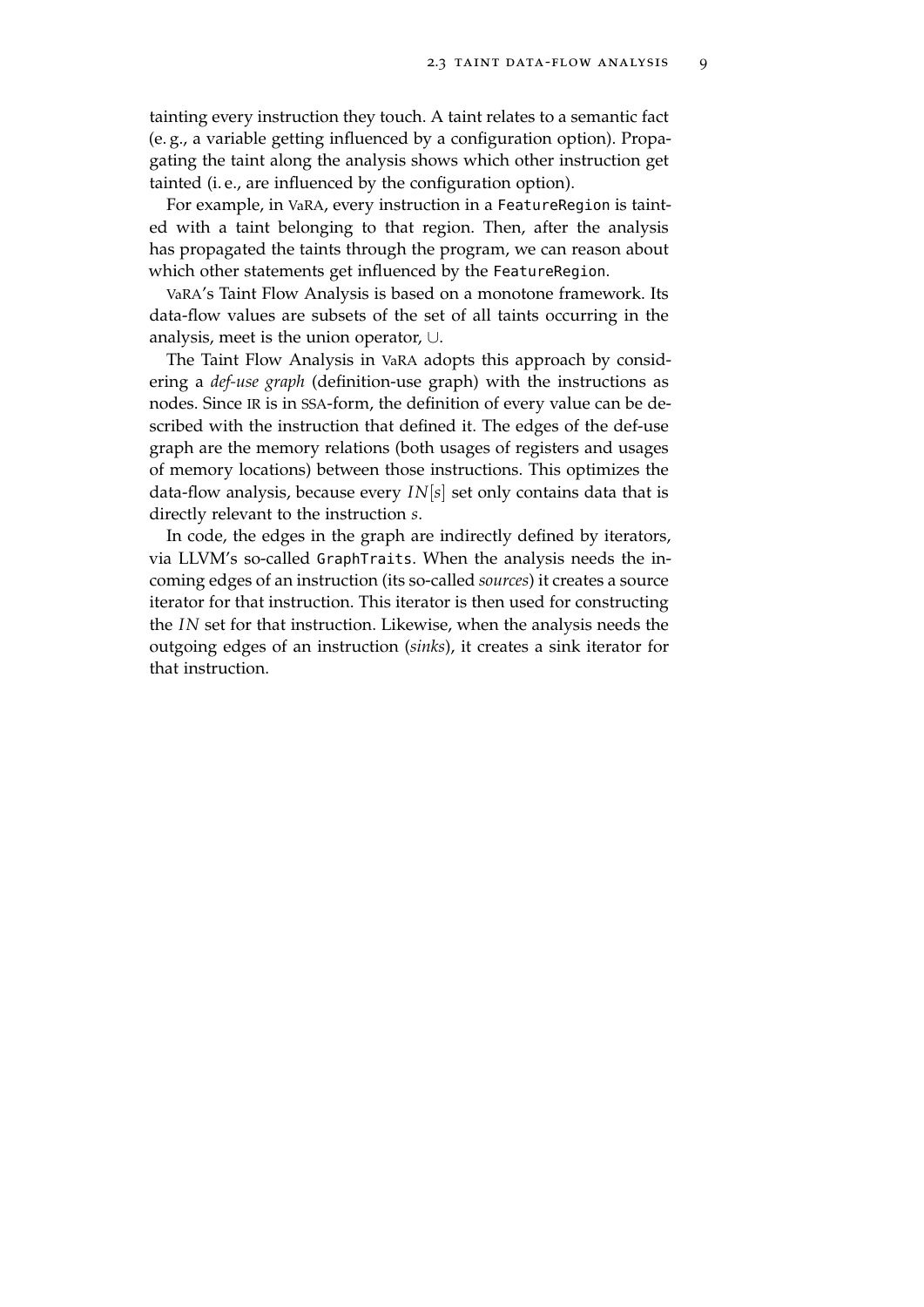tainting every instruction they touch. A taint relates to a semantic fact (e. g., a variable getting influenced by a configuration option). Propagating the taint along the analysis shows which other instruction get tainted (i. e., are influenced by the configuration option).

For example, in VaRA, every instruction in a `FeatureRegion` is tainted with a taint belonging to that region. Then, after the analysis has propagated the taints through the program, we can reason about which other statements get influenced by the `FeatureRegion`.

VaRA's Taint Flow Analysis is based on a monotone framework. Its data-flow values are subsets of the set of all taints occurring in the analysis, meet is the union operator, $\cup$.

The Taint Flow Analysis in VaRA adopts this approach by considering a *def-use graph* (definition-use graph) with the instructions as nodes. Since IR is in SSA-form, the definition of every value can be described with the instruction that defined it. The edges of the def-use graph are the memory relations (both usages of registers and usages of memory locations) between those instructions. This optimizes the data-flow analysis, because every $IN[s]$ set only contains data that is directly relevant to the instruction $s$.

In code, the edges in the graph are indirectly defined by iterators, via LLVM's so-called `GraphTraits`. When the analysis needs the incoming edges of an instruction (its so-called *sources*) it creates a source iterator for that instruction. This iterator is then used for constructing the $IN$ set for that instruction. Likewise, when the analysis needs the outgoing edges of an instruction (*sinks*), it creates a sink iterator for that instruction.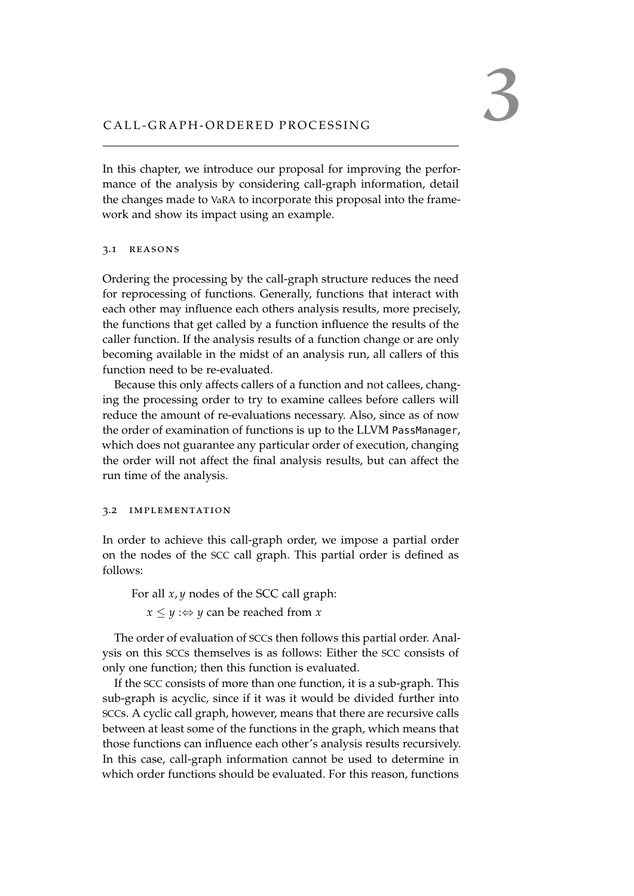# 3 CALL-GRAPH-ORDERED PROCESSING

In this chapter, we introduce our proposal for improving the performance of the analysis by considering call-graph information, detail the changes made to VaRA to incorporate this proposal into the framework and show its impact using an example.

## 3.1 Reasons

Ordering the processing by the call-graph structure reduces the need for reprocessing of functions. Generally, functions that interact with each other may influence each others analysis results, more precisely, the functions that get called by a function influence the results of the caller function. If the analysis results of a function change or are only becoming available in the midst of an analysis run, all callers of this function need to be re-evaluated.

Because this only affects callers of a function and not callees, changing the processing order to try to examine callees before callers will reduce the amount of re-evaluations necessary. Also, since as of now the order of examination of functions is up to the LLVM `PassManager`, which does not guarantee any particular order of execution, changing the order will not affect the final analysis results, but can affect the run time of the analysis.

## 3.2 Implementation

In order to achieve this call-graph order, we impose a partial order on the nodes of the SCC call graph. This partial order is defined as follows:

For all $x, y$ nodes of the SCC call graph:

$x \leq y :\Leftrightarrow y$ can be reached from $x$

The order of evaluation of SCCs then follows this partial order. Analysis on this SCCs themselves is as follows: Either the SCC consists of only one function; then this function is evaluated.

If the SCC consists of more than one function, it is a sub-graph. This sub-graph is acyclic, since if it was it would be divided further into SCCs. A cyclic call graph, however, means that there are recursive calls between at least some of the functions in the graph, which means that those functions can influence each other's analysis results recursively. In this case, call-graph information cannot be used to determine in which order functions should be evaluated. For this reason, functions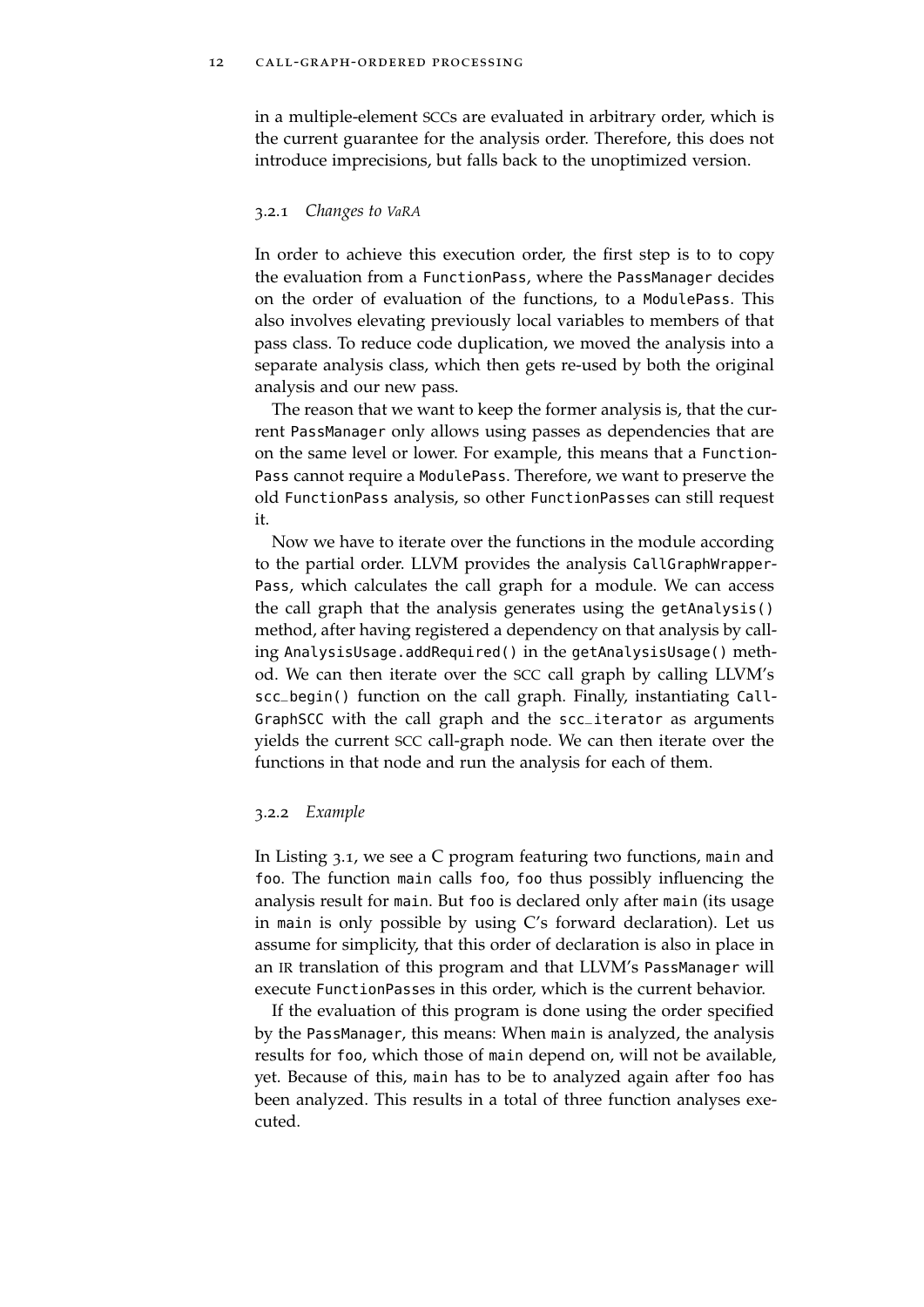in a multiple-element SCCs are evaluated in arbitrary order, which is the current guarantee for the analysis order. Therefore, this does not introduce imprecisions, but falls back to the unoptimized version.

### 3.2.1 *Changes to VaRA*

In order to achieve this execution order, the first step is to to copy the evaluation from a `FunctionPass`, where the `PassManager` decides on the order of evaluation of the functions, to a `ModulePass`. This also involves elevating previously local variables to members of that pass class. To reduce code duplication, we moved the analysis into a separate analysis class, which then gets re-used by both the original analysis and our new pass.

The reason that we want to keep the former analysis is, that the current `PassManager` only allows using passes as dependencies that are on the same level or lower. For example, this means that a `FunctionPass` cannot require a `ModulePass`. Therefore, we want to preserve the old `FunctionPass` analysis, so other `FunctionPasses` can still request it.

Now we have to iterate over the functions in the module according to the partial order. LLVM provides the analysis `CallGraphWrapperPass`, which calculates the call graph for a module. We can access the call graph that the analysis generates using the `getAnalysis()` method, after having registered a dependency on that analysis by calling `AnalysisUsage.addRequired()` in the `getAnalysisUsage()` method. We can then iterate over the SCC call graph by calling LLVM's `scc_begin()` function on the call graph. Finally, instantiating `CallGraphSCC` with the call graph and the `scc_iterator` as arguments yields the current SCC call-graph node. We can then iterate over the functions in that node and run the analysis for each of them.

### 3.2.2 *Example*

In Listing 3.1, we see a C program featuring two functions, `main` and `foo`. The function `main` calls `foo`, `foo` thus possibly influencing the analysis result for `main`. But `foo` is declared only after `main` (its usage in `main` is only possible by using C's forward declaration). Let us assume for simplicity, that this order of declaration is also in place in an IR translation of this program and that LLVM's `PassManager` will execute `FunctionPasses` in this order, which is the current behavior.

If the evaluation of this program is done using the order specified by the `PassManager`, this means: When `main` is analyzed, the analysis results for `foo`, which those of `main` depend on, will not be available, yet. Because of this, `main` has to be to analyzed again after `foo` has been analyzed. This results in a total of three function analyses executed.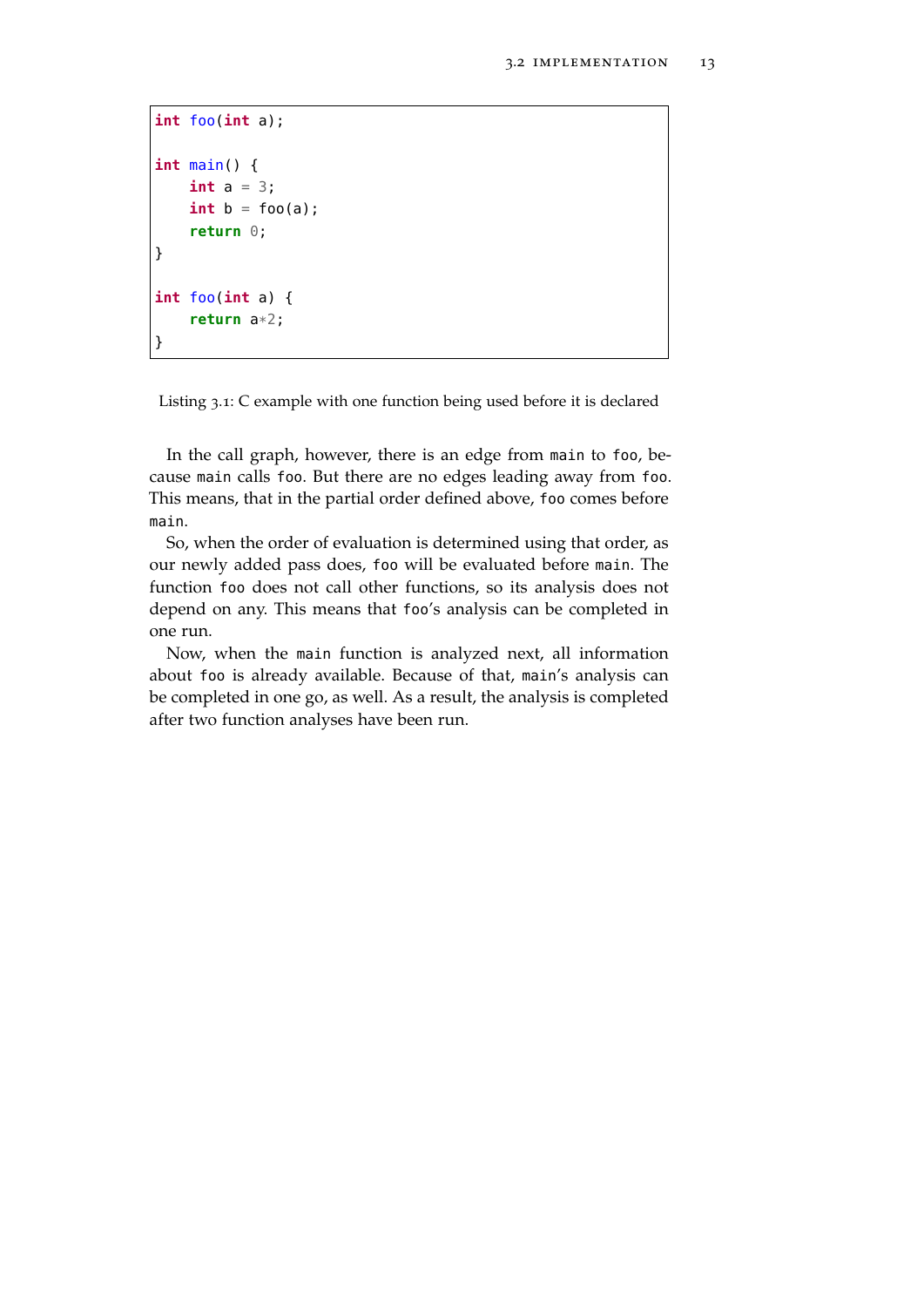```c
int foo(int a);

int main() {
    int a = 3;
    int b = foo(a);
    return 0;
}

int foo(int a) {
    return a*2;
}
```

Listing 3.1: C example with one function being used before it is declared

In the call graph, however, there is an edge from `main` to `foo`, because `main` calls `foo`. But there are no edges leading away from `foo`. This means, that in the partial order defined above, `foo` comes before `main`.

So, when the order of evaluation is determined using that order, as our newly added pass does, `foo` will be evaluated before `main`. The function `foo` does not call other functions, so its analysis does not depend on any. This means that `foo`'s analysis can be completed in one run.

Now, when the `main` function is analyzed next, all information about `foo` is already available. Because of that, `main`'s analysis can be completed in one go, as well. As a result, the analysis is completed after two function analyses have been run.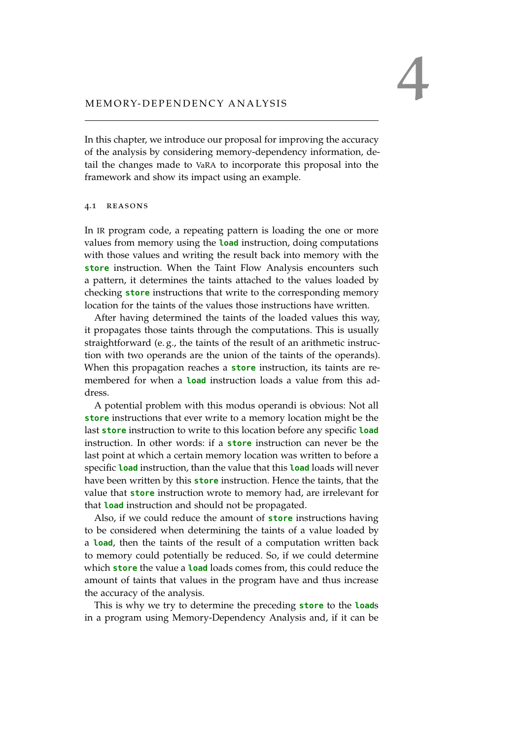# 4 MEMORY-DEPENDENCY ANALYSIS

In this chapter, we introduce our proposal for improving the accuracy of the analysis by considering memory-dependency information, detail the changes made to VaRA to incorporate this proposal into the framework and show its impact using an example.

## 4.1 REASONS

In IR program code, a repeating pattern is loading the one or more values from memory using the `load` instruction, doing computations with those values and writing the result back into memory with the `store` instruction. When the Taint Flow Analysis encounters such a pattern, it determines the taints attached to the values loaded by checking `store` instructions that write to the corresponding memory location for the taints of the values those instructions have written.

After having determined the taints of the loaded values this way, it propagates those taints through the computations. This is usually straightforward (e. g., the taints of the result of an arithmetic instruction with two operands are the union of the taints of the operands). When this propagation reaches a `store` instruction, its taints are remembered for when a `load` instruction loads a value from this address.

A potential problem with this modus operandi is obvious: Not all `store` instructions that ever write to a memory location might be the last `store` instruction to write to this location before any specific `load` instruction. In other words: if a `store` instruction can never be the last point at which a certain memory location was written to before a specific `load` instruction, than the value that this `load` loads will never have been written by this `store` instruction. Hence the taints, that the value that `store` instruction wrote to memory had, are irrelevant for that `load` instruction and should not be propagated.

Also, if we could reduce the amount of `store` instructions having to be considered when determining the taints of a value loaded by a `load`, then the taints of the result of a computation written back to memory could potentially be reduced. So, if we could determine which `store` the value a `load` loads comes from, this could reduce the amount of taints that values in the program have and thus increase the accuracy of the analysis.

This is why we try to determine the preceding `store` to the `load`s in a program using Memory-Dependency Analysis and, if it can be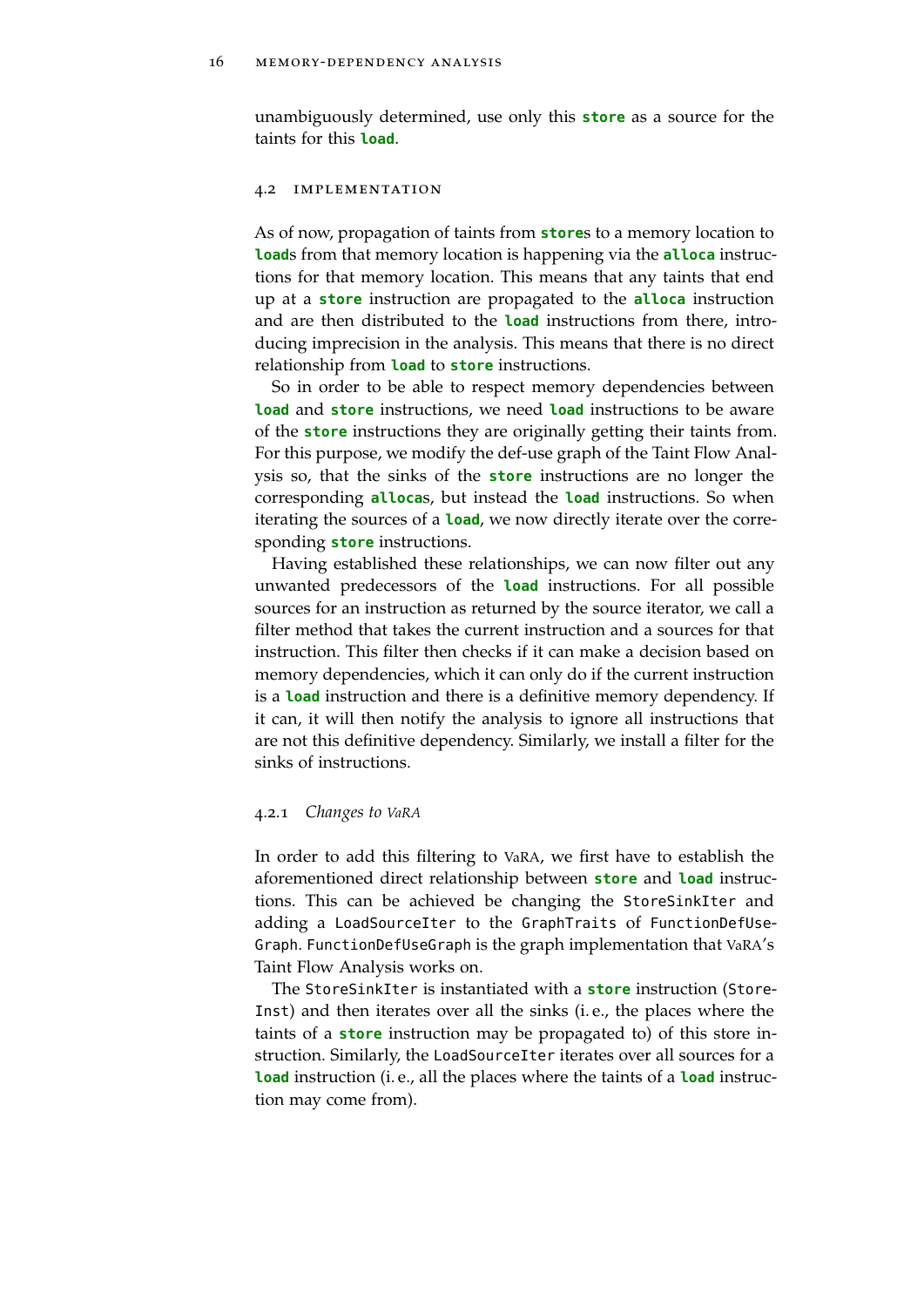unambiguously determined, use only this **store** as a source for the taints for this **load**.

## 4.2 Implementation

As of now, propagation of taints from **store**s to a memory location to **load**s from that memory location is happening via the **alloca** instructions for that memory location. This means that any taints that end up at a **store** instruction are propagated to the **alloca** instruction and are then distributed to the **load** instructions from there, introducing imprecision in the analysis. This means that there is no direct relationship from **load** to **store** instructions.

So in order to be able to respect memory dependencies between **load** and **store** instructions, we need **load** instructions to be aware of the **store** instructions they are originally getting their taints from. For this purpose, we modify the def-use graph of the Taint Flow Analysis so, that the sinks of the **store** instructions are no longer the corresponding **alloca**s, but instead the **load** instructions. So when iterating the sources of a **load**, we now directly iterate over the corresponding **store** instructions.

Having established these relationships, we can now filter out any unwanted predecessors of the **load** instructions. For all possible sources for an instruction as returned by the source iterator, we call a filter method that takes the current instruction and a sources for that instruction. This filter then checks if it can make a decision based on memory dependencies, which it can only do if the current instruction is a **load** instruction and there is a definitive memory dependency. If it can, it will then notify the analysis to ignore all instructions that are not this definitive dependency. Similarly, we install a filter for the sinks of instructions.

### 4.2.1 *Changes to VaRA*

In order to add this filtering to VaRA, we first have to establish the aforementioned direct relationship between **store** and **load** instructions. This can be achieved be changing the `StoreSinkIter` and adding a `LoadSourceIter` to the `GraphTraits` of `FunctionDefUseGraph`. `FunctionDefUseGraph` is the graph implementation that VaRA's Taint Flow Analysis works on.

The `StoreSinkIter` is instantiated with a **store** instruction (`StoreInst`) and then iterates over all the sinks (i. e., the places where the taints of a **store** instruction may be propagated to) of this store instruction. Similarly, the `LoadSourceIter` iterates over all sources for a **load** instruction (i. e., all the places where the taints of a **load** instruction may come from).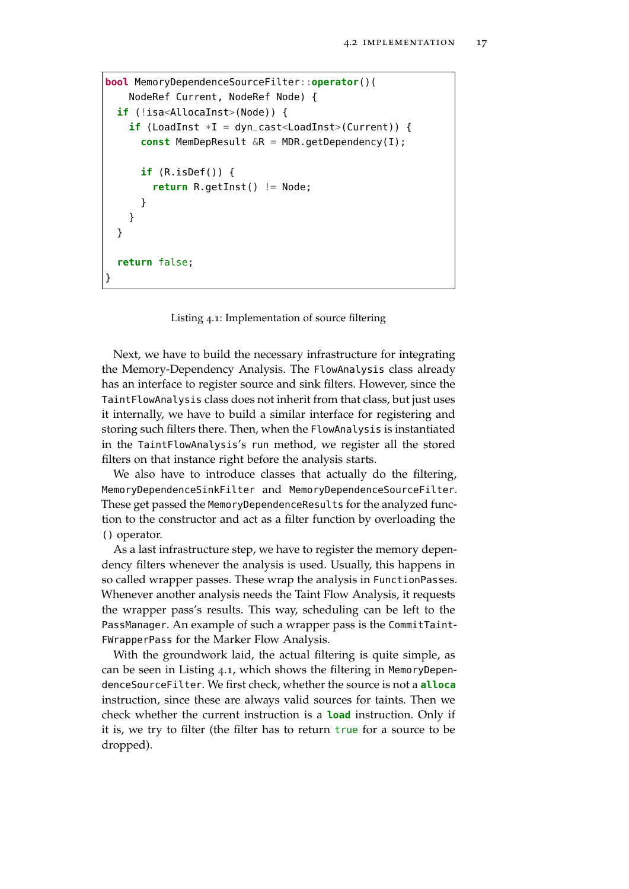```
bool MemoryDependenceSourceFilter::operator()(
    NodeRef Current, NodeRef Node) {
  if (!isa<AllocaInst>(Node)) {
    if (LoadInst *I = dyn_cast<LoadInst>(Current)) {
      const MemDepResult &R = MDR.getDependency(I);

      if (R.isDef()) {
        return R.getInst() != Node;
      }
    }
  }

  return false;
}
```

Listing 4.1: Implementation of source filtering

Next, we have to build the necessary infrastructure for integrating the Memory-Dependency Analysis. The `FlowAnalysis` class already has an interface to register source and sink filters. However, since the `TaintFlowAnalysis` class does not inherit from that class, but just uses it internally, we have to build a similar interface for registering and storing such filters there. Then, when the `FlowAnalysis` is instantiated in the `TaintFlowAnalysis`'s `run` method, we register all the stored filters on that instance right before the analysis starts.

We also have to introduce classes that actually do the filtering, `MemoryDependenceSinkFilter` and `MemoryDependenceSourceFilter`. These get passed the `MemoryDependenceResults` for the analyzed function to the constructor and act as a filter function by overloading the `()` operator.

As a last infrastructure step, we have to register the memory dependency filters whenever the analysis is used. Usually, this happens in so called wrapper passes. These wrap the analysis in `FunctionPasses`. Whenever another analysis needs the Taint Flow Analysis, it requests the wrapper pass's results. This way, scheduling can be left to the `PassManager`. An example of such a wrapper pass is the `CommitTaintFWrapperPass` for the Marker Flow Analysis.

With the groundwork laid, the actual filtering is quite simple, as can be seen in Listing 4.1, which shows the filtering in `MemoryDependenceSourceFilter`. We first check, whether the source is not a **`alloca`** instruction, since these are always valid sources for taints. Then we check whether the current instruction is a **`load`** instruction. Only if it is, we try to filter (the filter has to return `true` for a source to be dropped).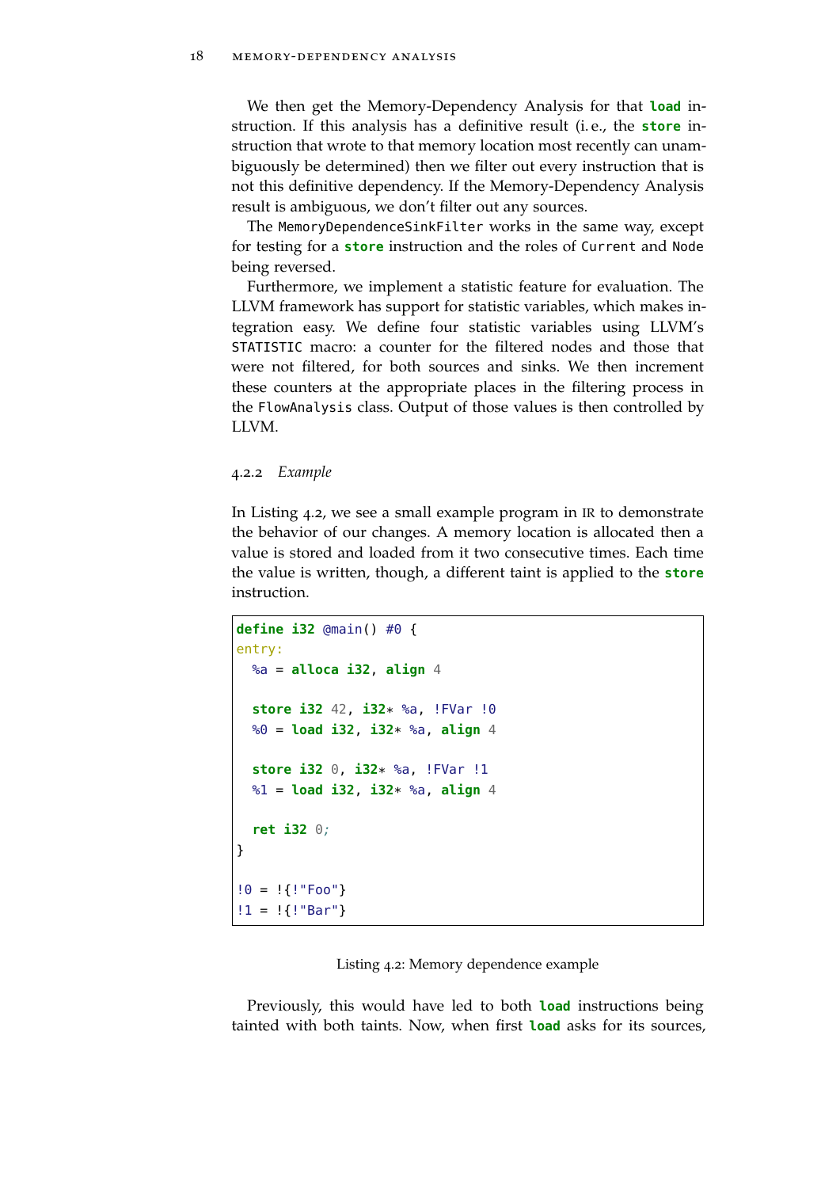We then get the Memory-Dependency Analysis for that `load` instruction. If this analysis has a definitive result (i. e., the `store` instruction that wrote to that memory location most recently can unambiguously be determined) then we filter out every instruction that is not this definitive dependency. If the Memory-Dependency Analysis result is ambiguous, we don't filter out any sources.

The `MemoryDependenceSinkFilter` works in the same way, except for testing for a `store` instruction and the roles of `Current` and `Node` being reversed.

Furthermore, we implement a statistic feature for evaluation. The LLVM framework has support for statistic variables, which makes integration easy. We define four statistic variables using LLVM's `STATISTIC` macro: a counter for the filtered nodes and those that were not filtered, for both sources and sinks. We then increment these counters at the appropriate places in the filtering process in the `FlowAnalysis` class. Output of those values is then controlled by LLVM.

### 4.2.2 *Example*

In Listing 4.2, we see a small example program in IR to demonstrate the behavior of our changes. A memory location is allocated then a value is stored and loaded from it two consecutive times. Each time the value is written, though, a different taint is applied to the `store` instruction.

```
define i32 @main() #0 {
entry:
  %a = alloca i32, align 4

  store i32 42, i32* %a, !FVar !0
  %0 = load i32, i32* %a, align 4

  store i32 0, i32* %a, !FVar !1
  %1 = load i32, i32* %a, align 4

  ret i32 0;
}

!0 = !{!"Foo"}
!1 = !{!"Bar"}
```

Listing 4.2: Memory dependence example

Previously, this would have led to both `load` instructions being tainted with both taints. Now, when first `load` asks for its sources,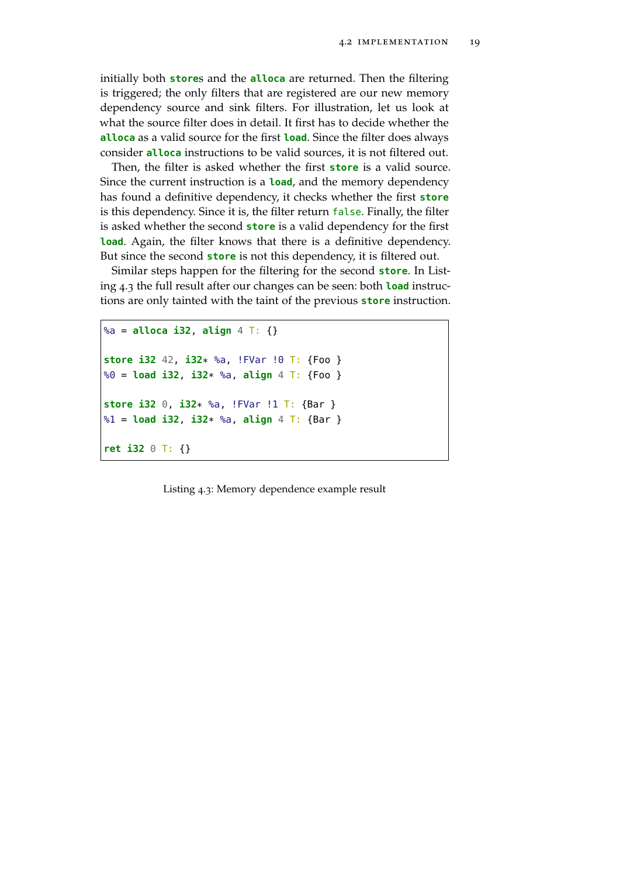initially both **store**s and the **alloca** are returned. Then the filtering is triggered; the only filters that are registered are our new memory dependency source and sink filters. For illustration, let us look at what the source filter does in detail. It first has to decide whether the **alloca** as a valid source for the first **load**. Since the filter does always consider **alloca** instructions to be valid sources, it is not filtered out.

Then, the filter is asked whether the first **store** is a valid source. Since the current instruction is a **load**, and the memory dependency has found a definitive dependency, it checks whether the first **store** is this dependency. Since it is, the filter return `false`. Finally, the filter is asked whether the second **store** is a valid dependency for the first **load**. Again, the filter knows that there is a definitive dependency. But since the second **store** is not this dependency, it is filtered out.

Similar steps happen for the filtering for the second **store**. In Listing 4.3 the full result after our changes can be seen: both **load** instructions are only tainted with the taint of the previous **store** instruction.

```
%a = alloca i32, align 4 T: {}

store i32 42, i32* %a, !FVar !0 T: {Foo }
%0 = load i32, i32* %a, align 4 T: {Foo }

store i32 0, i32* %a, !FVar !1 T: {Bar }
%1 = load i32, i32* %a, align 4 T: {Bar }

ret i32 0 T: {}
```

Listing 4.3: Memory dependence example result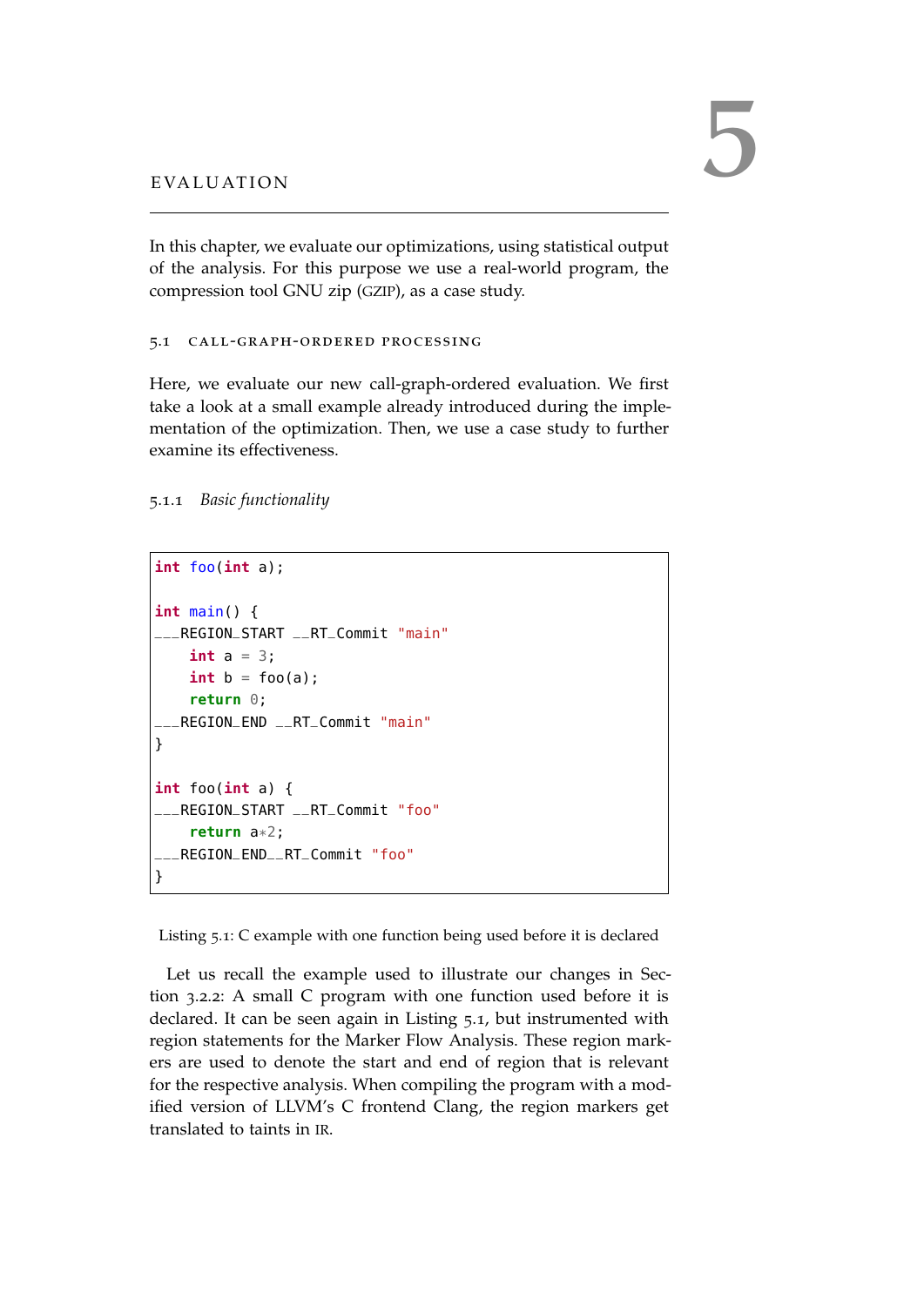# 5 EVALUATION

In this chapter, we evaluate our optimizations, using statistical output of the analysis. For this purpose we use a real-world program, the compression tool GNU zip (GZIP), as a case study.

## 5.1 CALL-GRAPH-ORDERED PROCESSING

Here, we evaluate our new call-graph-ordered evaluation. We first take a look at a small example already introduced during the implementation of the optimization. Then, we use a case study to further examine its effectiveness.

### 5.1.1 *Basic functionality*

```
int foo(int a);

int main() {
___REGION_START __RT_Commit "main"
    int a = 3;
    int b = foo(a);
    return 0;
___REGION_END __RT_Commit "main"
}

int foo(int a) {
___REGION_START __RT_Commit "foo"
    return a*2;
___REGION_END__RT_Commit "foo"
}
```

Listing 5.1: C example with one function being used before it is declared

Let us recall the example used to illustrate our changes in Section 3.2.2: A small C program with one function used before it is declared. It can be seen again in Listing 5.1, but instrumented with region statements for the Marker Flow Analysis. These region markers are used to denote the start and end of region that is relevant for the respective analysis. When compiling the program with a modified version of LLVM's C frontend Clang, the region markers get translated to taints in IR.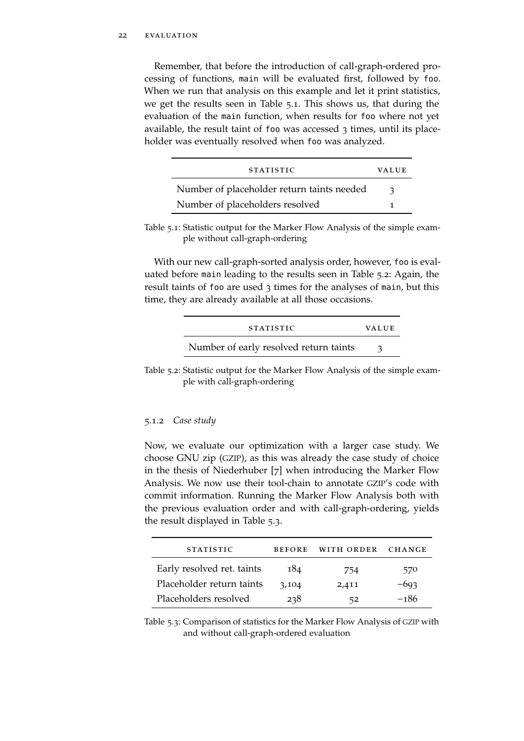Remember, that before the introduction of call-graph-ordered processing of functions, `main` will be evaluated first, followed by `foo`. When we run that analysis on this example and let it print statistics, we get the results seen in Table 5.1. This shows us, that during the evaluation of the `main` function, when results for `foo` where not yet available, the result taint of `foo` was accessed 3 times, until its placeholder was eventually resolved when `foo` was analyzed.

| STATISTIC | VALUE |
| --- | --- |
| Number of placeholder return taints needed | 3 |
| Number of placeholders resolved | 1 |

Table 5.1: Statistic output for the Marker Flow Analysis of the simple example without call-graph-ordering

With our new call-graph-sorted analysis order, however, `foo` is evaluated before `main` leading to the results seen in Table 5.2: Again, the result taints of `foo` are used 3 times for the analyses of `main`, but this time, they are already available at all those occasions.

| STATISTIC | VALUE |
| --- | --- |
| Number of early resolved return taints | 3 |

Table 5.2: Statistic output for the Marker Flow Analysis of the simple example with call-graph-ordering

### 5.1.2 *Case study*

Now, we evaluate our optimization with a larger case study. We choose GNU zip (GZIP), as this was already the case study of choice in the thesis of Niederhuber [7] when introducing the Marker Flow Analysis. We now use their tool-chain to annotate GZIP's code with commit information. Running the Marker Flow Analysis both with the previous evaluation order and with call-graph-ordering, yields the result displayed in Table 5.3.

| STATISTIC | BEFORE | WITH ORDER | CHANGE |
| --- | --- | --- | --- |
| Early resolved ret. taints | 184 | 754 | 570 |
| Placeholder return taints | 3,104 | 2,411 | −693 |
| Placeholders resolved | 238 | 52 | −186 |

Table 5.3: Comparison of statistics for the Marker Flow Analysis of GZIP with and without call-graph-ordered evaluation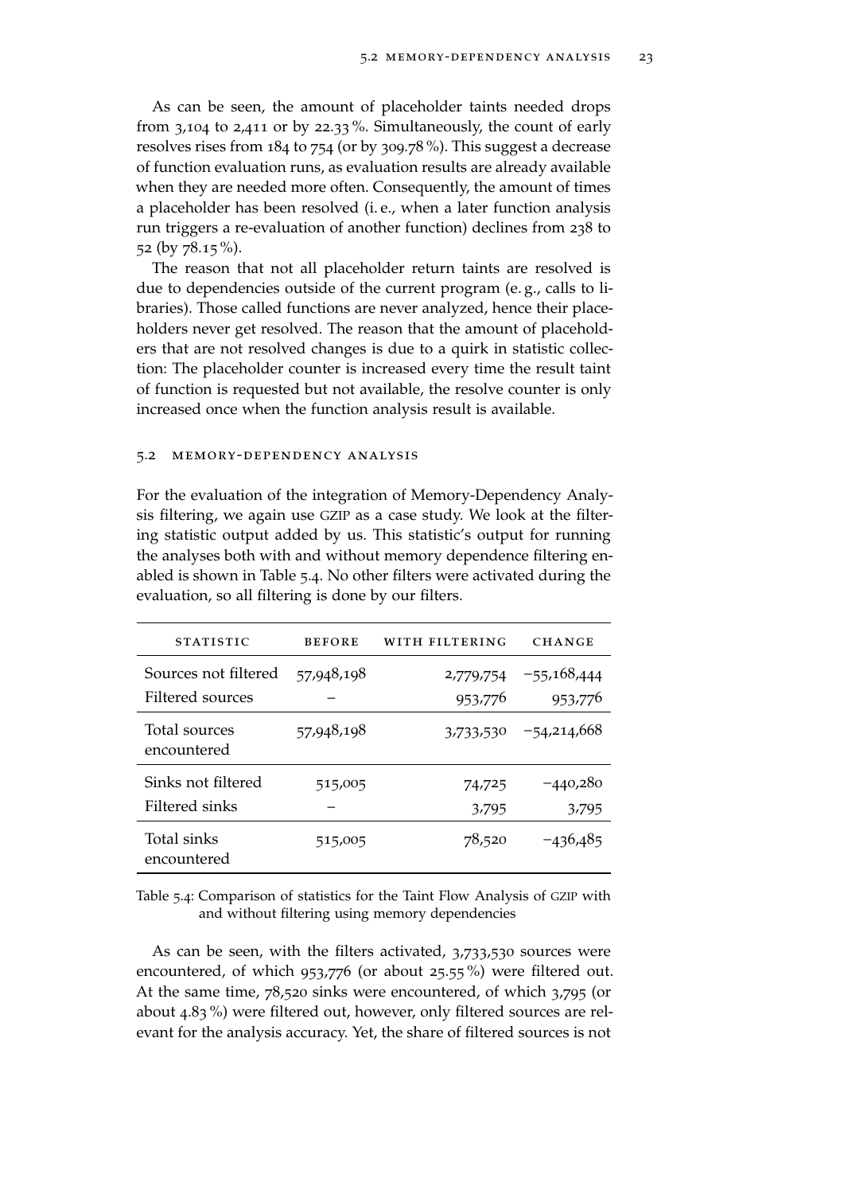As can be seen, the amount of placeholder taints needed drops from 3,104 to 2,411 or by 22.33 %. Simultaneously, the count of early resolves rises from 184 to 754 (or by 309.78 %). This suggest a decrease of function evaluation runs, as evaluation results are already available when they are needed more often. Consequently, the amount of times a placeholder has been resolved (i. e., when a later function analysis run triggers a re-evaluation of another function) declines from 238 to 52 (by 78.15 %).

The reason that not all placeholder return taints are resolved is due to dependencies outside of the current program (e. g., calls to libraries). Those called functions are never analyzed, hence their placeholders never get resolved. The reason that the amount of placeholders that are not resolved changes is due to a quirk in statistic collection: The placeholder counter is increased every time the result taint of function is requested but not available, the resolve counter is only increased once when the function analysis result is available.

## 5.2 Memory-Dependency Analysis

For the evaluation of the integration of Memory-Dependency Analysis filtering, we again use GZIP as a case study. We look at the filtering statistic output added by us. This statistic's output for running the analyses both with and without memory dependence filtering enabled is shown in Table 5.4. No other filters were activated during the evaluation, so all filtering is done by our filters.

| STATISTIC | BEFORE | WITH FILTERING | CHANGE |
|---|---|---|---|
| Sources not filtered | 57,948,198 | 2,779,754 | −55,168,444 |
| Filtered sources | – | 953,776 | 953,776 |
| Total sources encountered | 57,948,198 | 3,733,530 | −54,214,668 |
| Sinks not filtered | 515,005 | 74,725 | −440,280 |
| Filtered sinks | – | 3,795 | 3,795 |
| Total sinks encountered | 515,005 | 78,520 | −436,485 |

Table 5.4: Comparison of statistics for the Taint Flow Analysis of GZIP with and without filtering using memory dependencies

As can be seen, with the filters activated, 3,733,530 sources were encountered, of which 953,776 (or about 25.55 %) were filtered out. At the same time, 78,520 sinks were encountered, of which 3,795 (or about 4.83 %) were filtered out, however, only filtered sources are relevant for the analysis accuracy. Yet, the share of filtered sources is not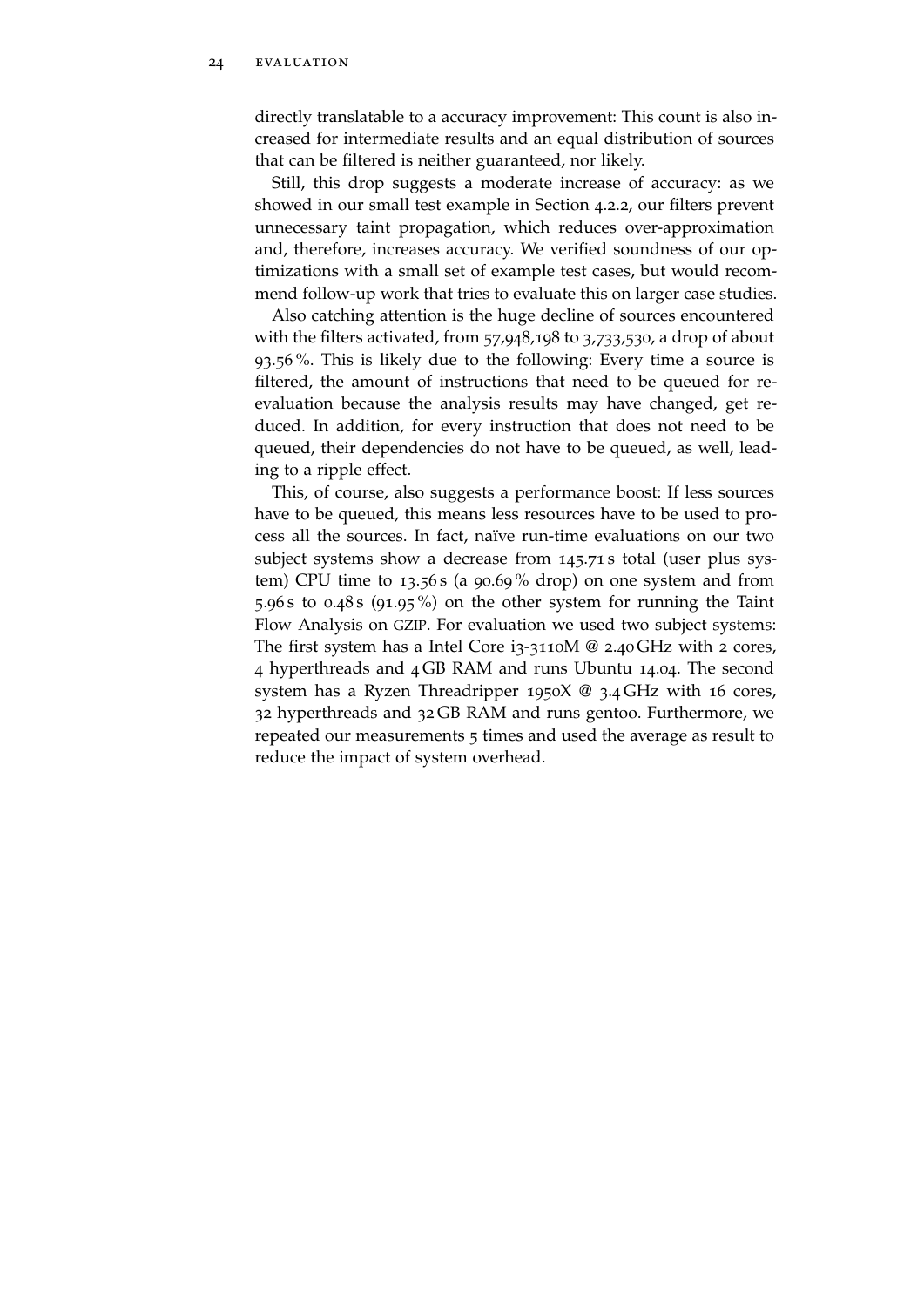directly translatable to a accuracy improvement: This count is also increased for intermediate results and an equal distribution of sources that can be filtered is neither guaranteed, nor likely.

Still, this drop suggests a moderate increase of accuracy: as we showed in our small test example in Section 4.2.2, our filters prevent unnecessary taint propagation, which reduces over-approximation and, therefore, increases accuracy. We verified soundness of our optimizations with a small set of example test cases, but would recommend follow-up work that tries to evaluate this on larger case studies.

Also catching attention is the huge decline of sources encountered with the filters activated, from 57,948,198 to 3,733,530, a drop of about 93.56 %. This is likely due to the following: Every time a source is filtered, the amount of instructions that need to be queued for reevaluation because the analysis results may have changed, get reduced. In addition, for every instruction that does not need to be queued, their dependencies do not have to be queued, as well, leading to a ripple effect.

This, of course, also suggests a performance boost: If less sources have to be queued, this means less resources have to be used to process all the sources. In fact, naïve run-time evaluations on our two subject systems show a decrease from 145.71 s total (user plus system) CPU time to 13.56 s (a 90.69 % drop) on one system and from 5.96 s to 0.48 s (91.95 %) on the other system for running the Taint Flow Analysis on GZIP. For evaluation we used two subject systems: The first system has a Intel Core i3-3110M @ 2.40 GHz with 2 cores, 4 hyperthreads and 4 GB RAM and runs Ubuntu 14.04. The second system has a Ryzen Threadripper 1950X @ 3.4 GHz with 16 cores, 32 hyperthreads and 32 GB RAM and runs gentoo. Furthermore, we repeated our measurements 5 times and used the average as result to reduce the impact of system overhead.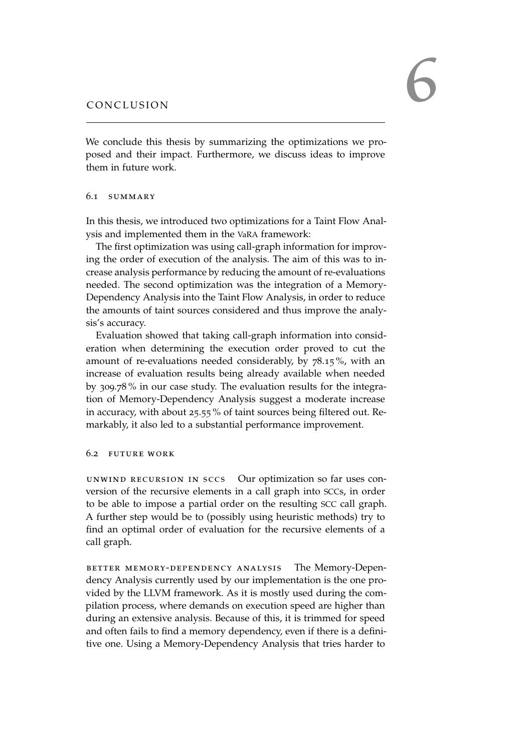# 6 CONCLUSION

We conclude this thesis by summarizing the optimizations we proposed and their impact. Furthermore, we discuss ideas to improve them in future work.

## 6.1 SUMMARY

In this thesis, we introduced two optimizations for a Taint Flow Analysis and implemented them in the VaRA framework:

The first optimization was using call-graph information for improving the order of execution of the analysis. The aim of this was to increase analysis performance by reducing the amount of re-evaluations needed. The second optimization was the integration of a Memory-Dependency Analysis into the Taint Flow Analysis, in order to reduce the amounts of taint sources considered and thus improve the analysis's accuracy.

Evaluation showed that taking call-graph information into consideration when determining the execution order proved to cut the amount of re-evaluations needed considerably, by 78.15 %, with an increase of evaluation results being already available when needed by 309.78 % in our case study. The evaluation results for the integration of Memory-Dependency Analysis suggest a moderate increase in accuracy, with about 25.55 % of taint sources being filtered out. Remarkably, it also led to a substantial performance improvement.

## 6.2 FUTURE WORK

**UNWIND RECURSION IN SCCS** Our optimization so far uses conversion of the recursive elements in a call graph into SCCs, in order to be able to impose a partial order on the resulting SCC call graph. A further step would be to (possibly using heuristic methods) try to find an optimal order of evaluation for the recursive elements of a call graph.

**BETTER MEMORY-DEPENDENCY ANALYSIS** The Memory-Dependency Analysis currently used by our implementation is the one provided by the LLVM framework. As it is mostly used during the compilation process, where demands on execution speed are higher than during an extensive analysis. Because of this, it is trimmed for speed and often fails to find a memory dependency, even if there is a definitive one. Using a Memory-Dependency Analysis that tries harder to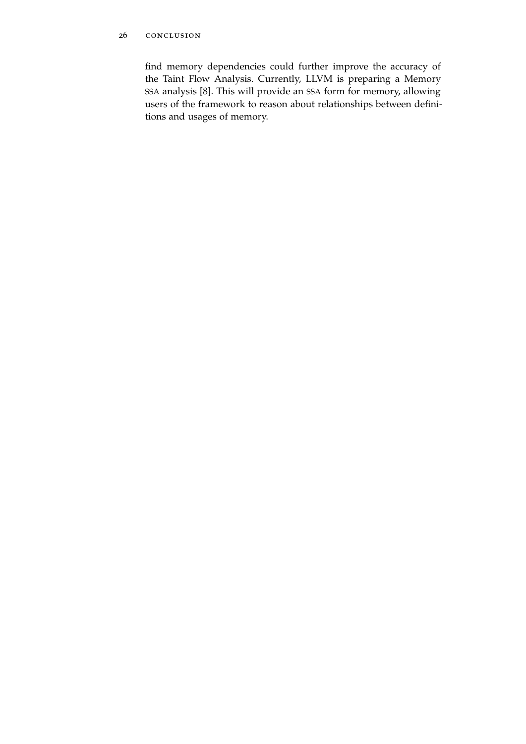find memory dependencies could further improve the accuracy of the Taint Flow Analysis. Currently, LLVM is preparing a Memory SSA analysis [8]. This will provide an SSA form for memory, allowing users of the framework to reason about relationships between definitions and usages of memory.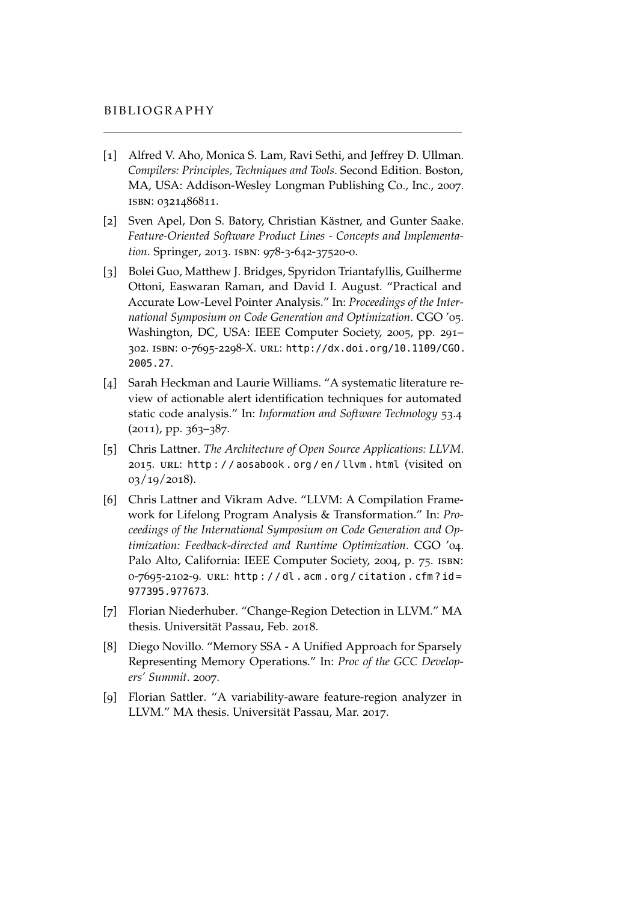# BIBLIOGRAPHY

[1] Alfred V. Aho, Monica S. Lam, Ravi Sethi, and Jeffrey D. Ullman. *Compilers: Principles, Techniques and Tools*. Second Edition. Boston, MA, USA: Addison-Wesley Longman Publishing Co., Inc., 2007. ISBN: 0321486811.

[2] Sven Apel, Don S. Batory, Christian Kästner, and Gunter Saake. *Feature-Oriented Software Product Lines - Concepts and Implementation*. Springer, 2013. ISBN: 978-3-642-37520-0.

[3] Bolei Guo, Matthew J. Bridges, Spyridon Triantafyllis, Guilherme Ottoni, Easwaran Raman, and David I. August. "Practical and Accurate Low-Level Pointer Analysis." In: *Proceedings of the International Symposium on Code Generation and Optimization*. CGO '05. Washington, DC, USA: IEEE Computer Society, 2005, pp. 291–302. ISBN: 0-7695-2298-X. URL: http://dx.doi.org/10.1109/CGO.2005.27.

[4] Sarah Heckman and Laurie Williams. "A systematic literature review of actionable alert identification techniques for automated static code analysis." In: *Information and Software Technology* 53.4 (2011), pp. 363–387.

[5] Chris Lattner. *The Architecture of Open Source Applications: LLVM*. 2015. URL: http://aosabook.org/en/llvm.html (visited on 03/19/2018).

[6] Chris Lattner and Vikram Adve. "LLVM: A Compilation Framework for Lifelong Program Analysis & Transformation." In: *Proceedings of the International Symposium on Code Generation and Optimization: Feedback-directed and Runtime Optimization*. CGO '04. Palo Alto, California: IEEE Computer Society, 2004, p. 75. ISBN: 0-7695-2102-9. URL: http://dl.acm.org/citation.cfm?id=977395.977673.

[7] Florian Niederhuber. "Change-Region Detection in LLVM." MA thesis. Universität Passau, Feb. 2018.

[8] Diego Novillo. "Memory SSA - A Unified Approach for Sparsely Representing Memory Operations." In: *Proc of the GCC Developers' Summit*. 2007.

[9] Florian Sattler. "A variability-aware feature-region analyzer in LLVM." MA thesis. Universität Passau, Mar. 2017.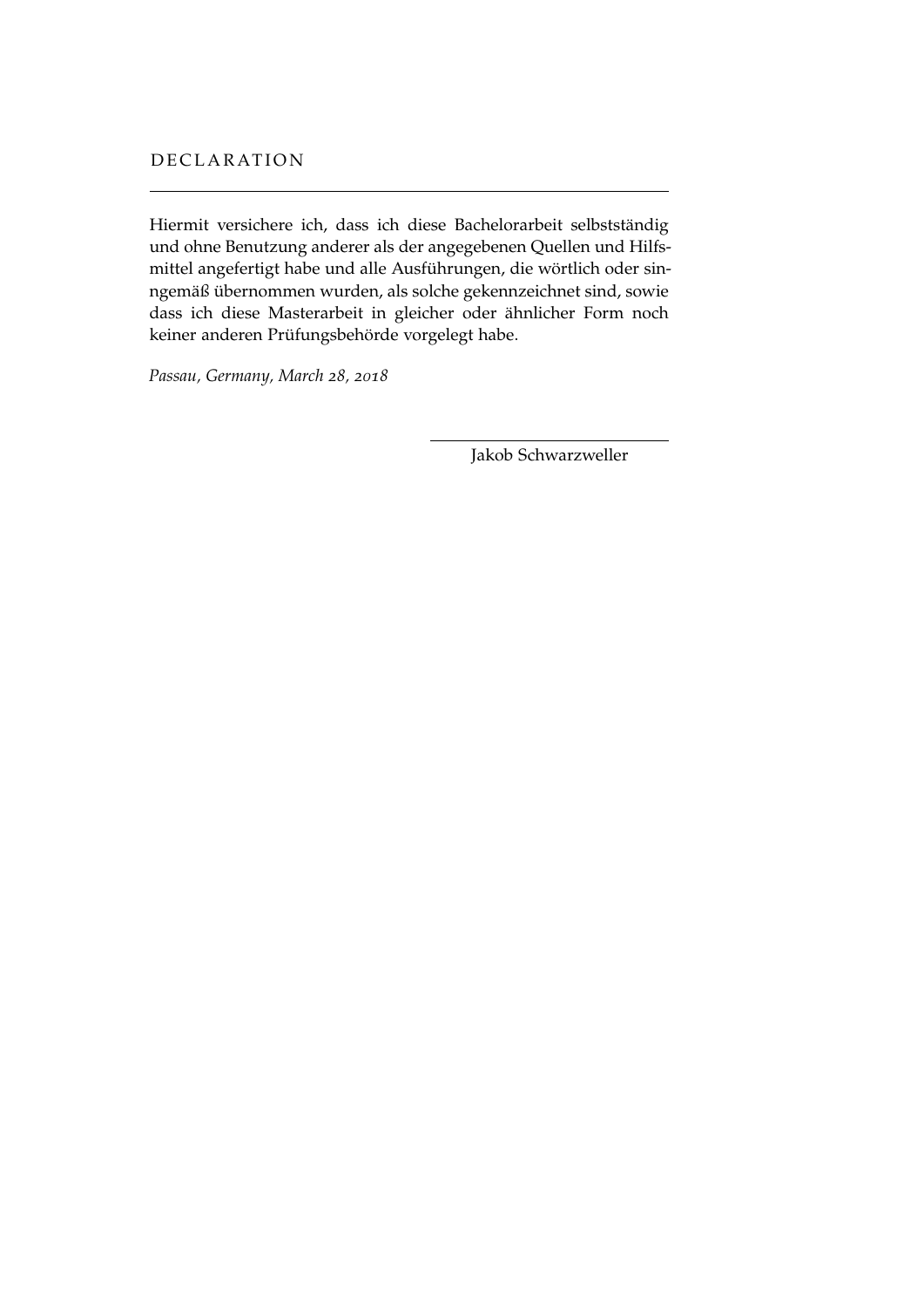# DECLARATION

Hiermit versichere ich, dass ich diese Bachelorarbeit selbstständig und ohne Benutzung anderer als der angegebenen Quellen und Hilfsmittel angefertigt habe und alle Ausführungen, die wörtlich oder sinngemäß übernommen wurden, als solche gekennzeichnet sind, sowie dass ich diese Masterarbeit in gleicher oder ähnlicher Form noch keiner anderen Prüfungsbehörde vorgelegt habe.

*Passau, Germany, March 28, 2018*

Jakob Schwarzweller